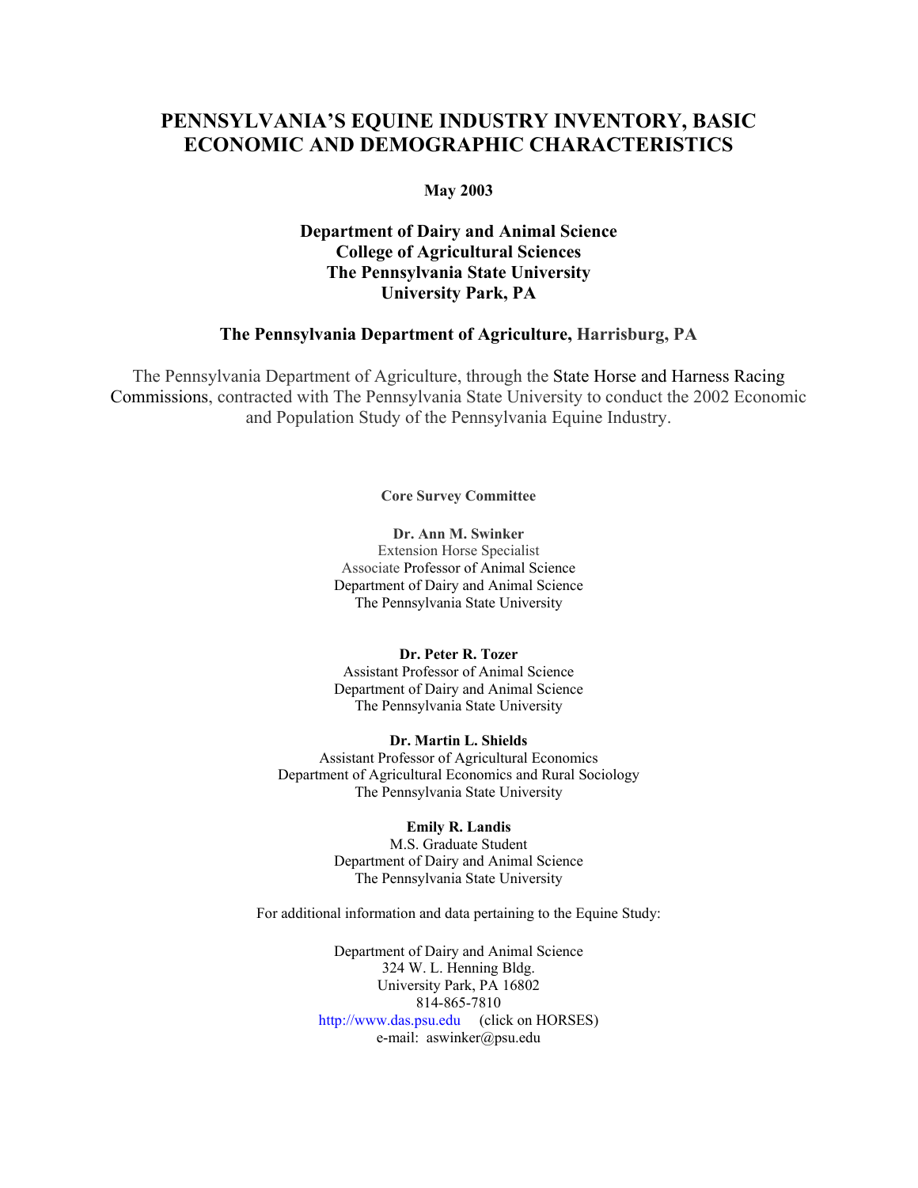# PENNSYLVANIA'S EQUINE INDUSTRY INVENTORY, BASIC ECONOMIC AND DEMOGRAPHIC CHARACTERISTICS

**May 2003**

**Department of Dairy and Animal Science**
**College of Agricultural Sciences**
**The Pennsylvania State University**
**University Park, PA**

**The Pennsylvania Department of Agriculture, Harrisburg, PA**

The Pennsylvania Department of Agriculture, through the State Horse and Harness Racing Commissions, contracted with The Pennsylvania State University to conduct the 2002 Economic and Population Study of the Pennsylvania Equine Industry.

**Core Survey Committee**

**Dr. Ann M. Swinker**
Extension Horse Specialist
Associate Professor of Animal Science
Department of Dairy and Animal Science
The Pennsylvania State University

**Dr. Peter R. Tozer**
Assistant Professor of Animal Science
Department of Dairy and Animal Science
The Pennsylvania State University

**Dr. Martin L. Shields**
Assistant Professor of Agricultural Economics
Department of Agricultural Economics and Rural Sociology
The Pennsylvania State University

**Emily R. Landis**
M.S. Graduate Student
Department of Dairy and Animal Science
The Pennsylvania State University

For additional information and data pertaining to the Equine Study:

Department of Dairy and Animal Science
324 W. L. Henning Bldg.
University Park, PA 16802
814-865-7810
http://www.das.psu.edu (click on HORSES)
e-mail: aswinker@psu.edu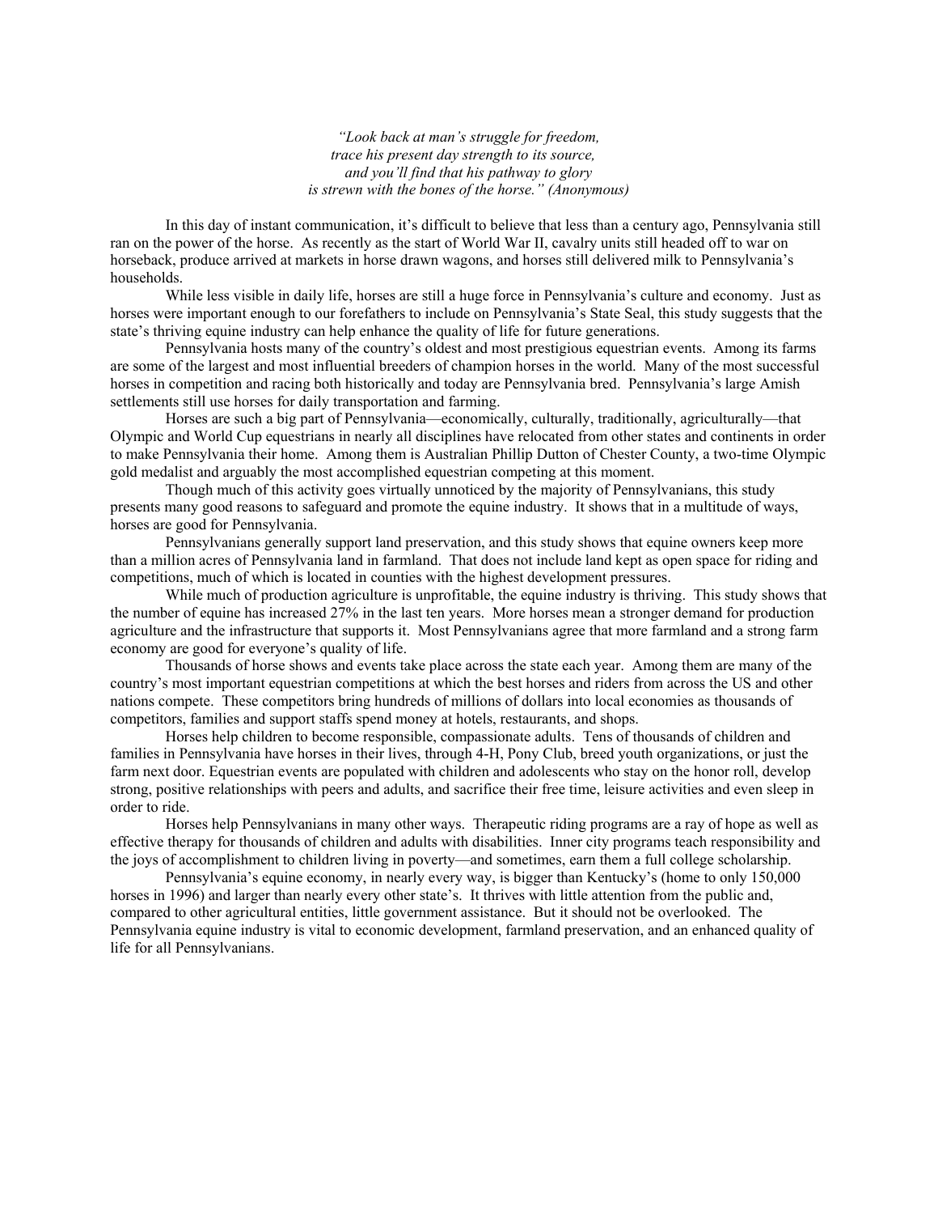*"Look back at man's struggle for freedom,*
*trace his present day strength to its source,*
*and you'll find that his pathway to glory*
*is strewn with the bones of the horse." (Anonymous)*

In this day of instant communication, it's difficult to believe that less than a century ago, Pennsylvania still ran on the power of the horse. As recently as the start of World War II, cavalry units still headed off to war on horseback, produce arrived at markets in horse drawn wagons, and horses still delivered milk to Pennsylvania's households.

While less visible in daily life, horses are still a huge force in Pennsylvania's culture and economy. Just as horses were important enough to our forefathers to include on Pennsylvania's State Seal, this study suggests that the state's thriving equine industry can help enhance the quality of life for future generations.

Pennsylvania hosts many of the country's oldest and most prestigious equestrian events. Among its farms are some of the largest and most influential breeders of champion horses in the world. Many of the most successful horses in competition and racing both historically and today are Pennsylvania bred. Pennsylvania's large Amish settlements still use horses for daily transportation and farming.

Horses are such a big part of Pennsylvania—economically, culturally, traditionally, agriculturally—that Olympic and World Cup equestrians in nearly all disciplines have relocated from other states and continents in order to make Pennsylvania their home. Among them is Australian Phillip Dutton of Chester County, a two-time Olympic gold medalist and arguably the most accomplished equestrian competing at this moment.

Though much of this activity goes virtually unnoticed by the majority of Pennsylvanians, this study presents many good reasons to safeguard and promote the equine industry. It shows that in a multitude of ways, horses are good for Pennsylvania.

Pennsylvanians generally support land preservation, and this study shows that equine owners keep more than a million acres of Pennsylvania land in farmland. That does not include land kept as open space for riding and competitions, much of which is located in counties with the highest development pressures.

While much of production agriculture is unprofitable, the equine industry is thriving. This study shows that the number of equine has increased 27% in the last ten years. More horses mean a stronger demand for production agriculture and the infrastructure that supports it. Most Pennsylvanians agree that more farmland and a strong farm economy are good for everyone's quality of life.

Thousands of horse shows and events take place across the state each year. Among them are many of the country's most important equestrian competitions at which the best horses and riders from across the US and other nations compete. These competitors bring hundreds of millions of dollars into local economies as thousands of competitors, families and support staffs spend money at hotels, restaurants, and shops.

Horses help children to become responsible, compassionate adults. Tens of thousands of children and families in Pennsylvania have horses in their lives, through 4-H, Pony Club, breed youth organizations, or just the farm next door. Equestrian events are populated with children and adolescents who stay on the honor roll, develop strong, positive relationships with peers and adults, and sacrifice their free time, leisure activities and even sleep in order to ride.

Horses help Pennsylvanians in many other ways. Therapeutic riding programs are a ray of hope as well as effective therapy for thousands of children and adults with disabilities. Inner city programs teach responsibility and the joys of accomplishment to children living in poverty—and sometimes, earn them a full college scholarship.

Pennsylvania's equine economy, in nearly every way, is bigger than Kentucky's (home to only 150,000 horses in 1996) and larger than nearly every other state's. It thrives with little attention from the public and, compared to other agricultural entities, little government assistance. But it should not be overlooked. The Pennsylvania equine industry is vital to economic development, farmland preservation, and an enhanced quality of life for all Pennsylvanians.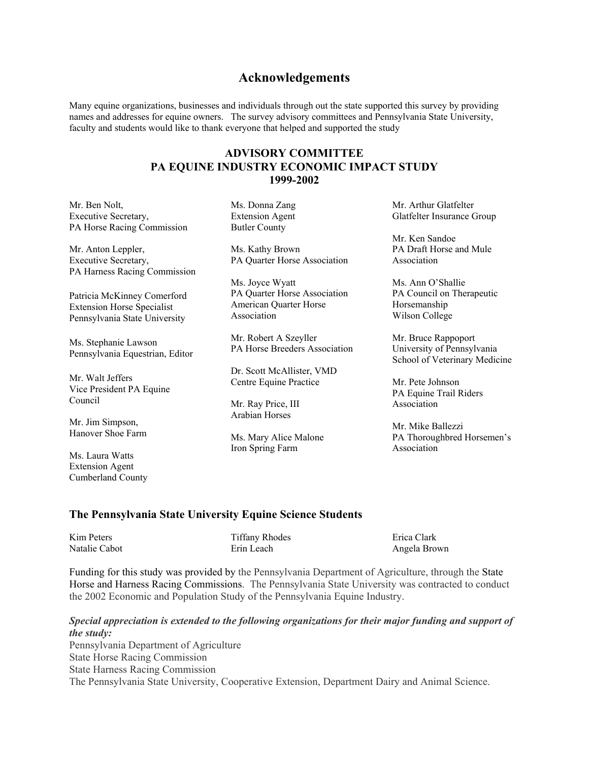# Acknowledgements

Many equine organizations, businesses and individuals through out the state supported this survey by providing names and addresses for equine owners. The survey advisory committees and Pennsylvania State University, faculty and students would like to thank everyone that helped and supported the study

## ADVISORY COMMITTEE
## PA EQUINE INDUSTRY ECONOMIC IMPACT STUDY
## 1999-2002

Mr. Ben Nolt,
Executive Secretary,
PA Horse Racing Commission

Mr. Anton Leppler,
Executive Secretary,
PA Harness Racing Commission

Patricia McKinney Comerford
Extension Horse Specialist
Pennsylvania State University

Ms. Stephanie Lawson
Pennsylvania Equestrian, Editor

Mr. Walt Jeffers
Vice President PA Equine
Council

Mr. Jim Simpson,
Hanover Shoe Farm

Ms. Laura Watts
Extension Agent
Cumberland County

Ms. Donna Zang
Extension Agent
Butler County

Ms. Kathy Brown
PA Quarter Horse Association

Ms. Joyce Wyatt
PA Quarter Horse Association
American Quarter Horse
Association

Mr. Robert A Szeyller
PA Horse Breeders Association

Dr. Scott McAllister, VMD
Centre Equine Practice

Mr. Ray Price, III
Arabian Horses

Ms. Mary Alice Malone
Iron Spring Farm

Mr. Arthur Glatfelter
Glatfelter Insurance Group

Mr. Ken Sandoe
PA Draft Horse and Mule
Association

Ms. Ann O'Shallie
PA Council on Therapeutic
Horsemanship
Wilson College

Mr. Bruce Rappoport
University of Pennsylvania
School of Veterinary Medicine

Mr. Pete Johnson
PA Equine Trail Riders
Association

Mr. Mike Ballezzi
PA Thoroughbred Horsemen's
Association

### The Pennsylvania State University Equine Science Students

Kim Peters
Natalie Cabot
Tiffany Rhodes
Erin Leach
Erica Clark
Angela Brown

Funding for this study was provided by the Pennsylvania Department of Agriculture, through the State Horse and Harness Racing Commissions. The Pennsylvania State University was contracted to conduct the 2002 Economic and Population Study of the Pennsylvania Equine Industry.

***Special appreciation is extended to the following organizations for their major funding and support of the study:***

Pennsylvania Department of Agriculture
State Horse Racing Commission
State Harness Racing Commission
The Pennsylvania State University, Cooperative Extension, Department Dairy and Animal Science.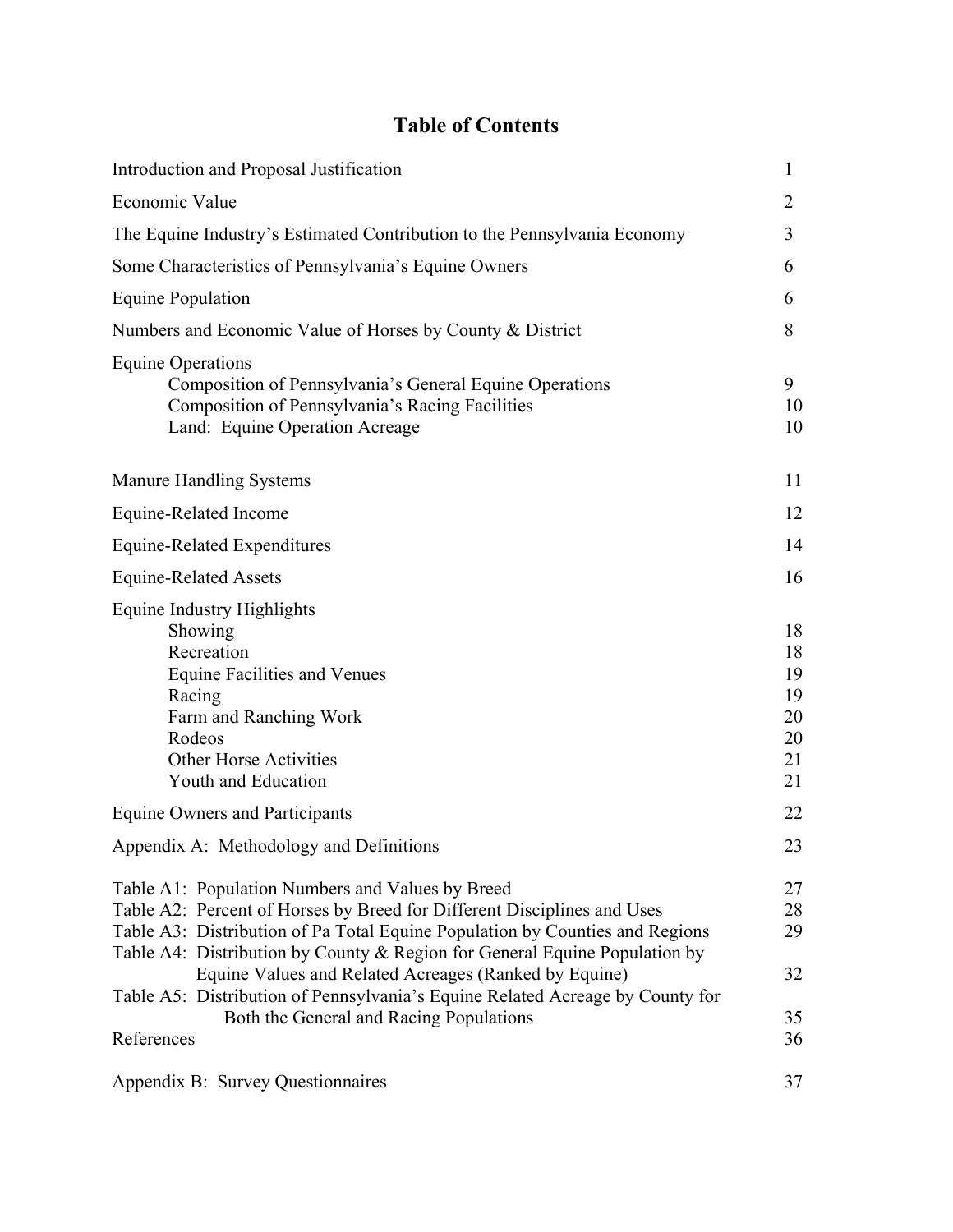# Table of Contents

| | |
|---|---|
| Introduction and Proposal Justification | 1 |
| Economic Value | 2 |
| The Equine Industry's Estimated Contribution to the Pennsylvania Economy | 3 |
| Some Characteristics of Pennsylvania's Equine Owners | 6 |
| Equine Population | 6 |
| Numbers and Economic Value of Horses by County & District | 8 |
| Equine Operations | |
| Composition of Pennsylvania's General Equine Operations | 9 |
| Composition of Pennsylvania's Racing Facilities | 10 |
| Land: Equine Operation Acreage | 10 |
| Manure Handling Systems | 11 |
| Equine-Related Income | 12 |
| Equine-Related Expenditures | 14 |
| Equine-Related Assets | 16 |
| Equine Industry Highlights | |
| Showing | 18 |
| Recreation | 18 |
| Equine Facilities and Venues | 19 |
| Racing | 19 |
| Farm and Ranching Work | 20 |
| Rodeos | 20 |
| Other Horse Activities | 21 |
| Youth and Education | 21 |
| Equine Owners and Participants | 22 |
| Appendix A: Methodology and Definitions | 23 |
| Table A1: Population Numbers and Values by Breed | 27 |
| Table A2: Percent of Horses by Breed for Different Disciplines and Uses | 28 |
| Table A3: Distribution of Pa Total Equine Population by Counties and Regions | 29 |
| Table A4: Distribution by County & Region for General Equine Population by Equine Values and Related Acreages (Ranked by Equine) | 32 |
| Table A5: Distribution of Pennsylvania's Equine Related Acreage by County for Both the General and Racing Populations | 35 |
| References | 36 |
| Appendix B: Survey Questionnaires | 37 |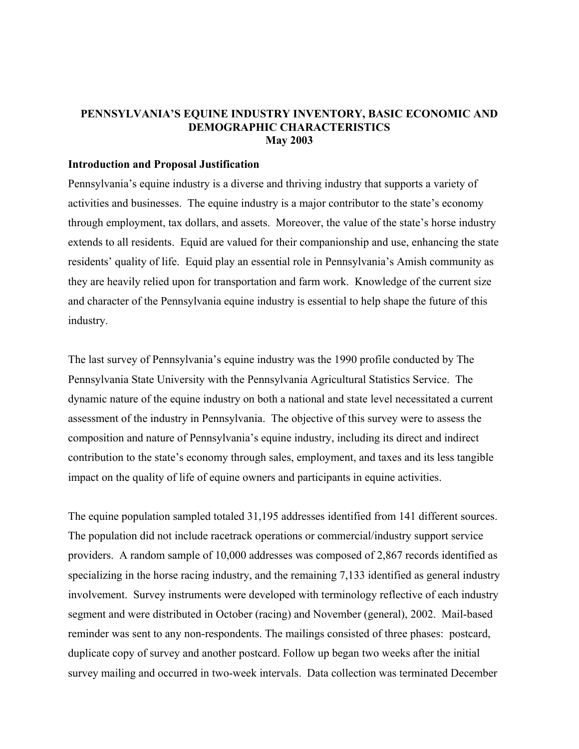# PENNSYLVANIA'S EQUINE INDUSTRY INVENTORY, BASIC ECONOMIC AND DEMOGRAPHIC CHARACTERISTICS
## May 2003

### Introduction and Proposal Justification

Pennsylvania's equine industry is a diverse and thriving industry that supports a variety of activities and businesses. The equine industry is a major contributor to the state's economy through employment, tax dollars, and assets. Moreover, the value of the state's horse industry extends to all residents. Equid are valued for their companionship and use, enhancing the state residents' quality of life. Equid play an essential role in Pennsylvania's Amish community as they are heavily relied upon for transportation and farm work. Knowledge of the current size and character of the Pennsylvania equine industry is essential to help shape the future of this industry.

The last survey of Pennsylvania's equine industry was the 1990 profile conducted by The Pennsylvania State University with the Pennsylvania Agricultural Statistics Service. The dynamic nature of the equine industry on both a national and state level necessitated a current assessment of the industry in Pennsylvania. The objective of this survey were to assess the composition and nature of Pennsylvania's equine industry, including its direct and indirect contribution to the state's economy through sales, employment, and taxes and its less tangible impact on the quality of life of equine owners and participants in equine activities.

The equine population sampled totaled 31,195 addresses identified from 141 different sources. The population did not include racetrack operations or commercial/industry support service providers. A random sample of 10,000 addresses was composed of 2,867 records identified as specializing in the horse racing industry, and the remaining 7,133 identified as general industry involvement. Survey instruments were developed with terminology reflective of each industry segment and were distributed in October (racing) and November (general), 2002. Mail-based reminder was sent to any non-respondents. The mailings consisted of three phases: postcard, duplicate copy of survey and another postcard. Follow up began two weeks after the initial survey mailing and occurred in two-week intervals. Data collection was terminated December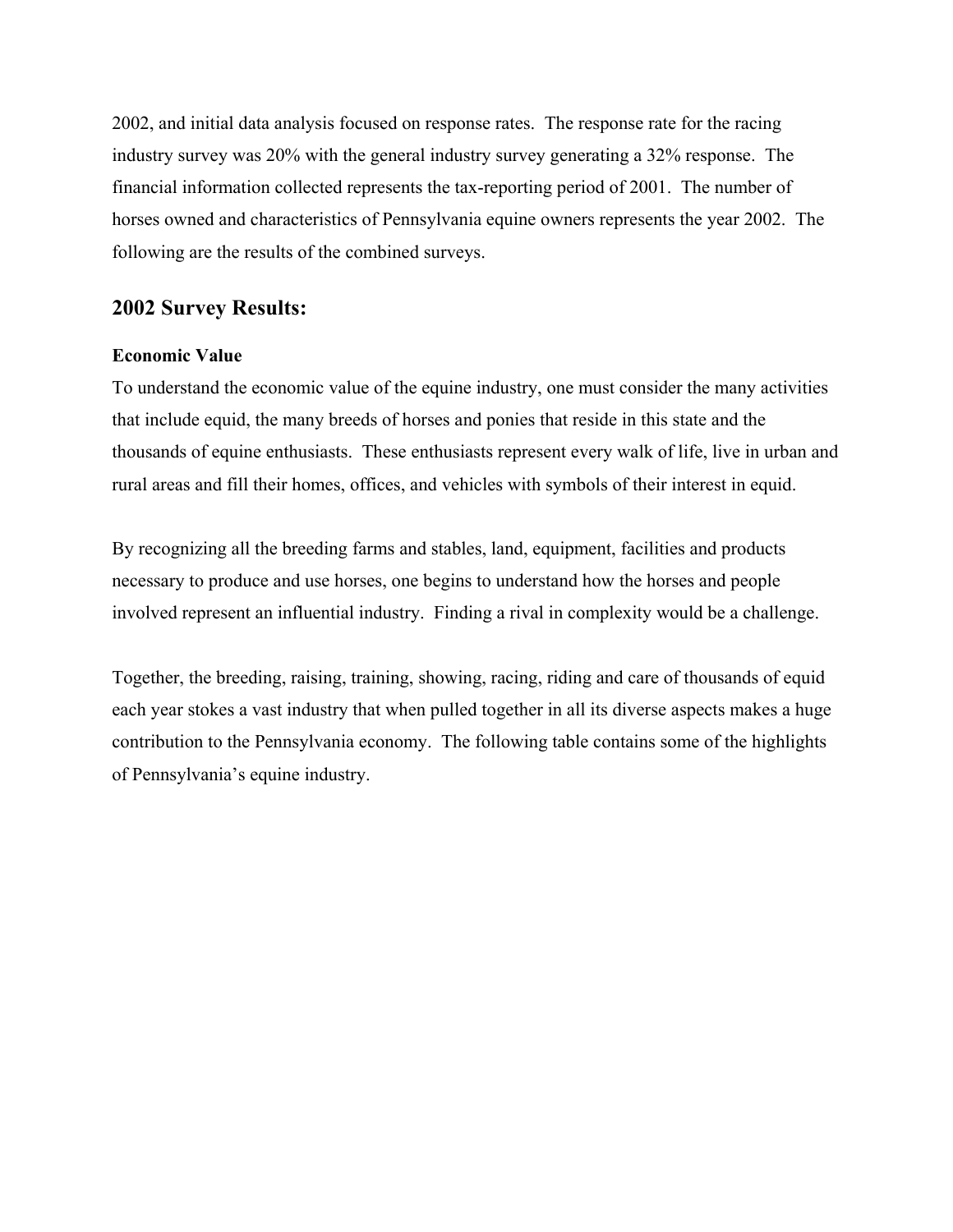2002, and initial data analysis focused on response rates. The response rate for the racing industry survey was 20% with the general industry survey generating a 32% response. The financial information collected represents the tax-reporting period of 2001. The number of horses owned and characteristics of Pennsylvania equine owners represents the year 2002. The following are the results of the combined surveys.

## 2002 Survey Results:

**Economic Value**

To understand the economic value of the equine industry, one must consider the many activities that include equid, the many breeds of horses and ponies that reside in this state and the thousands of equine enthusiasts. These enthusiasts represent every walk of life, live in urban and rural areas and fill their homes, offices, and vehicles with symbols of their interest in equid.

By recognizing all the breeding farms and stables, land, equipment, facilities and products necessary to produce and use horses, one begins to understand how the horses and people involved represent an influential industry. Finding a rival in complexity would be a challenge.

Together, the breeding, raising, training, showing, racing, riding and care of thousands of equid each year stokes a vast industry that when pulled together in all its diverse aspects makes a huge contribution to the Pennsylvania economy. The following table contains some of the highlights of Pennsylvania's equine industry.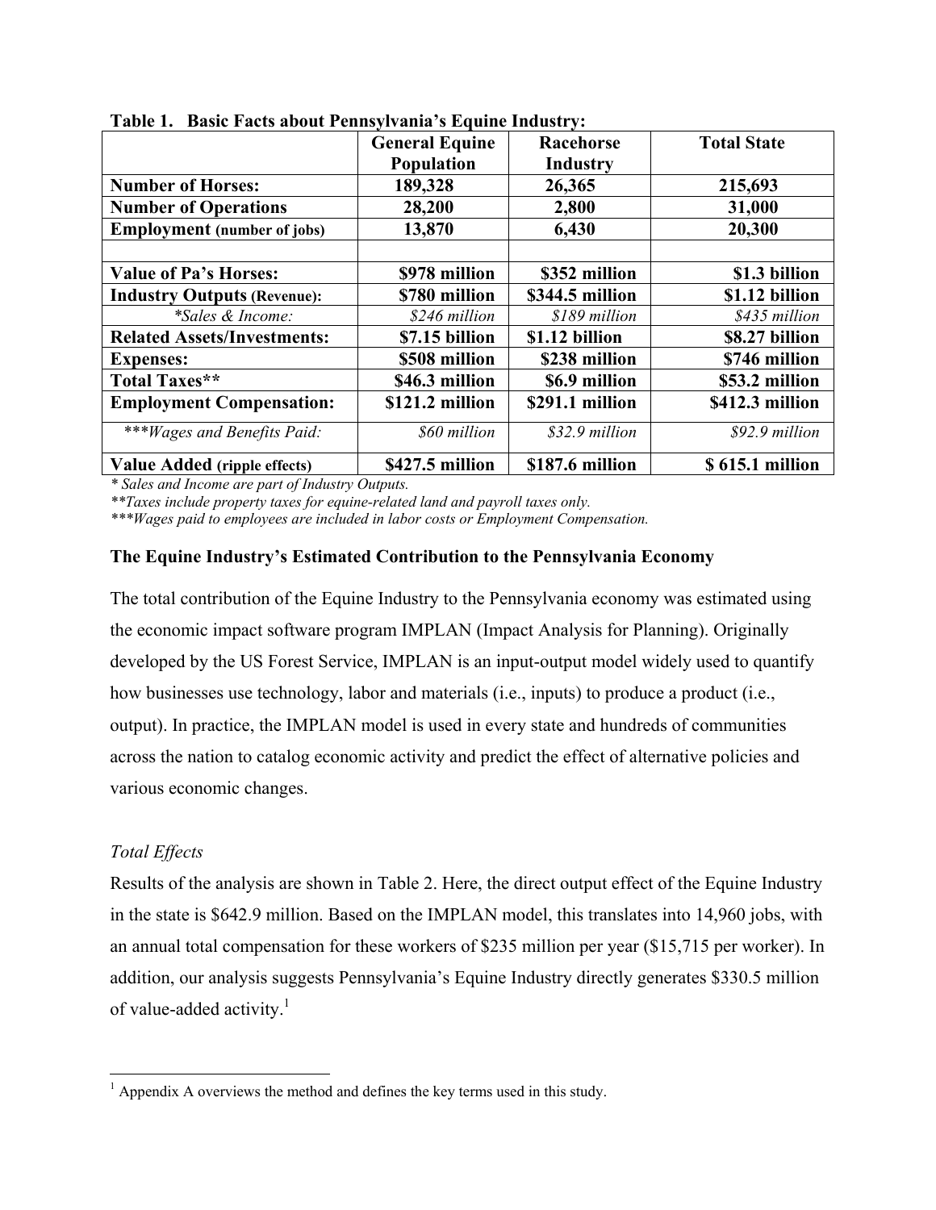**Table 1. Basic Facts about Pennsylvania's Equine Industry:**

| | General Equine Population | Racehorse Industry | Total State |
|---|---|---|---|
| **Number of Horses:** | **189,328** | **26,365** | **215,693** |
| **Number of Operations** | **28,200** | **2,800** | **31,000** |
| **Employment** (number of jobs) | **13,870** | **6,430** | **20,300** |
| | | | |
| **Value of Pa's Horses:** | **$978 million** | **$352 million** | **$1.3 billion** |
| **Industry Outputs (Revenue):** | **$780 million** | **$344.5 million** | **$1.12 billion** |
| *\*Sales & Income:* | *$246 million* | *$189 million* | *$435 million* |
| **Related Assets/Investments:** | **$7.15 billion** | **$1.12 billion** | **$8.27 billion** |
| **Expenses:** | **$508 million** | **$238 million** | **$746 million** |
| **Total Taxes\*\*** | **$46.3 million** | **$6.9 million** | **$53.2 million** |
| **Employment Compensation:** | **$121.2 million** | **$291.1 million** | **$412.3 million** |
| *\*\*\*Wages and Benefits Paid:* | *$60 million* | *$32.9 million* | *$92.9 million* |
| **Value Added (ripple effects)** | **$427.5 million** | **$187.6 million** | **$ 615.1 million** |

*\* Sales and Income are part of Industry Outputs.*
*\*\*Taxes include property taxes for equine-related land and payroll taxes only.*
*\*\*\*Wages paid to employees are included in labor costs or Employment Compensation.*

### The Equine Industry's Estimated Contribution to the Pennsylvania Economy

The total contribution of the Equine Industry to the Pennsylvania economy was estimated using the economic impact software program IMPLAN (Impact Analysis for Planning). Originally developed by the US Forest Service, IMPLAN is an input-output model widely used to quantify how businesses use technology, labor and materials (i.e., inputs) to produce a product (i.e., output). In practice, the IMPLAN model is used in every state and hundreds of communities across the nation to catalog economic activity and predict the effect of alternative policies and various economic changes.

*Total Effects*

Results of the analysis are shown in Table 2. Here, the direct output effect of the Equine Industry in the state is $642.9 million. Based on the IMPLAN model, this translates into 14,960 jobs, with an annual total compensation for these workers of $235 million per year ($15,715 per worker). In addition, our analysis suggests Pennsylvania's Equine Industry directly generates $330.5 million of value-added activity.[1]

[1] Appendix A overviews the method and defines the key terms used in this study.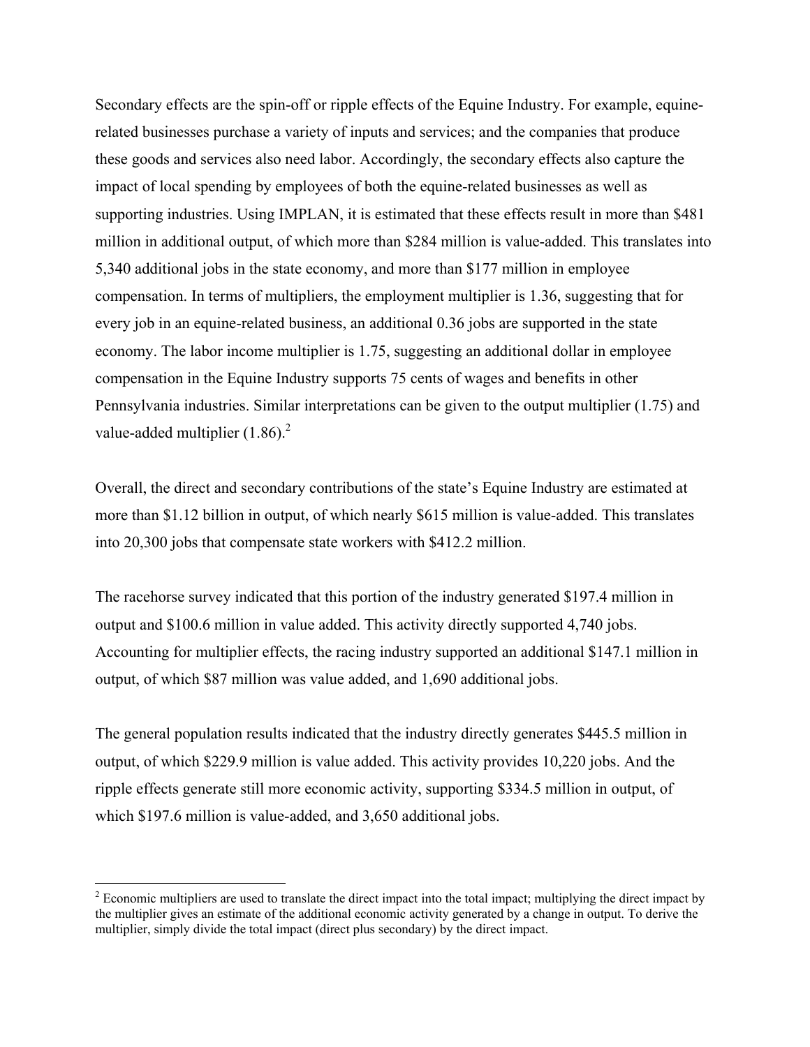Secondary effects are the spin-off or ripple effects of the Equine Industry. For example, equine-related businesses purchase a variety of inputs and services; and the companies that produce these goods and services also need labor. Accordingly, the secondary effects also capture the impact of local spending by employees of both the equine-related businesses as well as supporting industries. Using IMPLAN, it is estimated that these effects result in more than $481 million in additional output, of which more than $284 million is value-added. This translates into 5,340 additional jobs in the state economy, and more than $177 million in employee compensation. In terms of multipliers, the employment multiplier is 1.36, suggesting that for every job in an equine-related business, an additional 0.36 jobs are supported in the state economy. The labor income multiplier is 1.75, suggesting an additional dollar in employee compensation in the Equine Industry supports 75 cents of wages and benefits in other Pennsylvania industries. Similar interpretations can be given to the output multiplier (1.75) and value-added multiplier (1.86).[2]

Overall, the direct and secondary contributions of the state's Equine Industry are estimated at more than $1.12 billion in output, of which nearly $615 million is value-added. This translates into 20,300 jobs that compensate state workers with $412.2 million.

The racehorse survey indicated that this portion of the industry generated $197.4 million in output and $100.6 million in value added. This activity directly supported 4,740 jobs. Accounting for multiplier effects, the racing industry supported an additional $147.1 million in output, of which $87 million was value added, and 1,690 additional jobs.

The general population results indicated that the industry directly generates $445.5 million in output, of which $229.9 million is value added. This activity provides 10,220 jobs. And the ripple effects generate still more economic activity, supporting $334.5 million in output, of which $197.6 million is value-added, and 3,650 additional jobs.

---

[2] Economic multipliers are used to translate the direct impact into the total impact; multiplying the direct impact by the multiplier gives an estimate of the additional economic activity generated by a change in output. To derive the multiplier, simply divide the total impact (direct plus secondary) by the direct impact.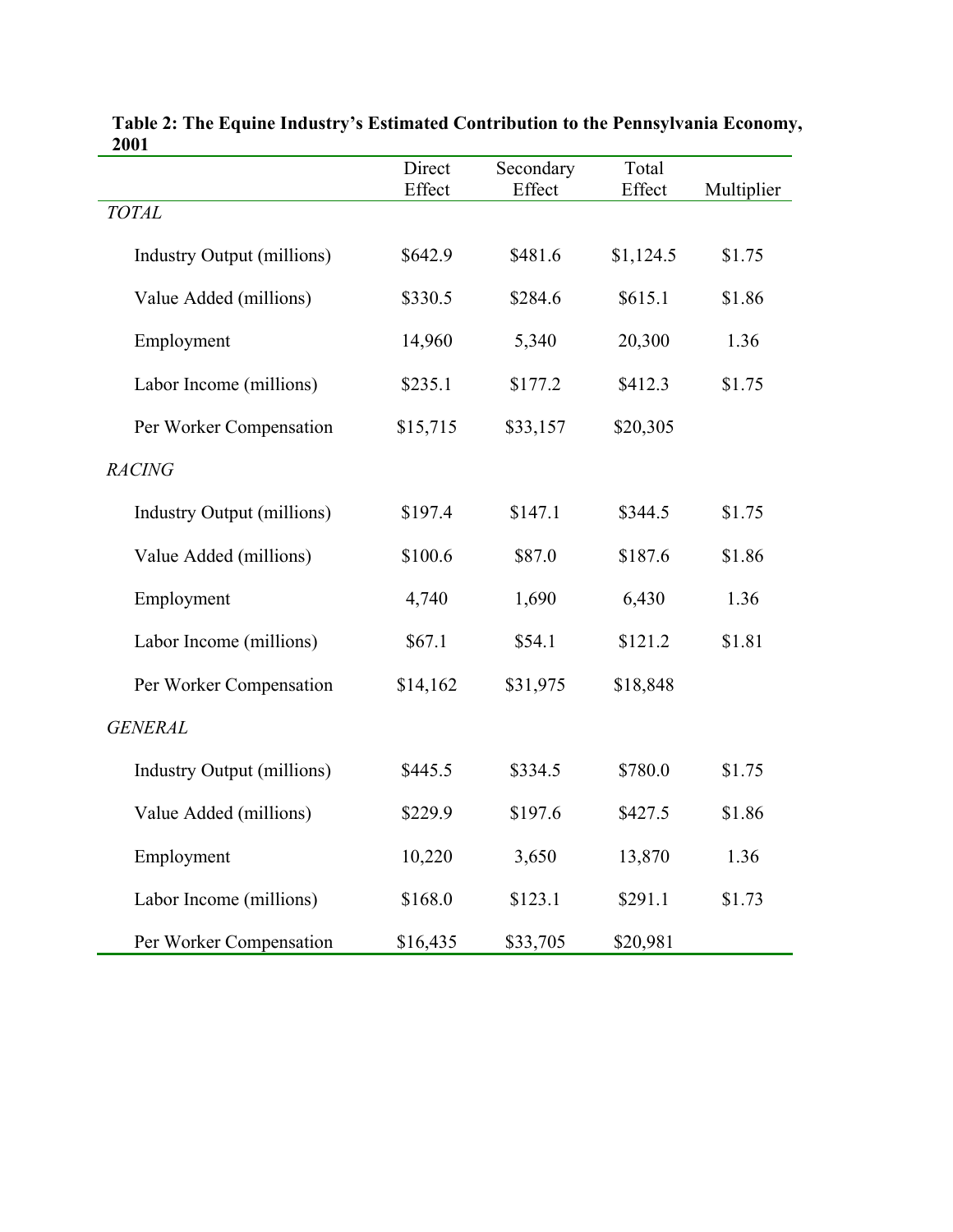**Table 2: The Equine Industry's Estimated Contribution to the Pennsylvania Economy, 2001**

| | Direct Effect | Secondary Effect | Total Effect | Multiplier |
|---|---|---|---|---|
| *TOTAL* | | | | |
| Industry Output (millions) | $642.9 | $481.6 | $1,124.5 | $1.75 |
| Value Added (millions) | $330.5 | $284.6 | $615.1 | $1.86 |
| Employment | 14,960 | 5,340 | 20,300 | 1.36 |
| Labor Income (millions) | $235.1 | $177.2 | $412.3 | $1.75 |
| Per Worker Compensation | $15,715 | $33,157 | $20,305 | |
| *RACING* | | | | |
| Industry Output (millions) | $197.4 | $147.1 | $344.5 | $1.75 |
| Value Added (millions) | $100.6 | $87.0 | $187.6 | $1.86 |
| Employment | 4,740 | 1,690 | 6,430 | 1.36 |
| Labor Income (millions) | $67.1 | $54.1 | $121.2 | $1.81 |
| Per Worker Compensation | $14,162 | $31,975 | $18,848 | |
| *GENERAL* | | | | |
| Industry Output (millions) | $445.5 | $334.5 | $780.0 | $1.75 |
| Value Added (millions) | $229.9 | $197.6 | $427.5 | $1.86 |
| Employment | 10,220 | 3,650 | 13,870 | 1.36 |
| Labor Income (millions) | $168.0 | $123.1 | $291.1 | $1.73 |
| Per Worker Compensation | $16,435 | $33,705 | $20,981 | |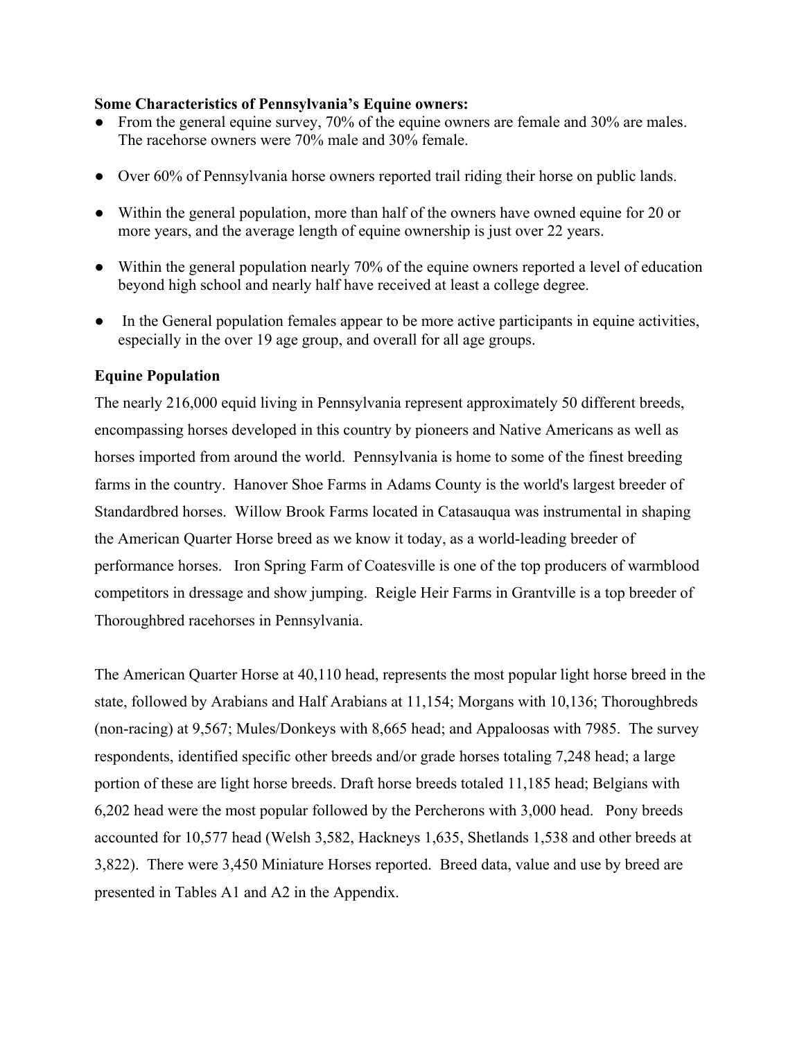**Some Characteristics of Pennsylvania's Equine owners:**

- From the general equine survey, 70% of the equine owners are female and 30% are males. The racehorse owners were 70% male and 30% female.
- Over 60% of Pennsylvania horse owners reported trail riding their horse on public lands.
- Within the general population, more than half of the owners have owned equine for 20 or more years, and the average length of equine ownership is just over 22 years.
- Within the general population nearly 70% of the equine owners reported a level of education beyond high school and nearly half have received at least a college degree.
- In the General population females appear to be more active participants in equine activities, especially in the over 19 age group, and overall for all age groups.

**Equine Population**

The nearly 216,000 equid living in Pennsylvania represent approximately 50 different breeds, encompassing horses developed in this country by pioneers and Native Americans as well as horses imported from around the world. Pennsylvania is home to some of the finest breeding farms in the country. Hanover Shoe Farms in Adams County is the world's largest breeder of Standardbred horses. Willow Brook Farms located in Catasauqua was instrumental in shaping the American Quarter Horse breed as we know it today, as a world-leading breeder of performance horses. Iron Spring Farm of Coatesville is one of the top producers of warmblood competitors in dressage and show jumping. Reigle Heir Farms in Grantville is a top breeder of Thoroughbred racehorses in Pennsylvania.

The American Quarter Horse at 40,110 head, represents the most popular light horse breed in the state, followed by Arabians and Half Arabians at 11,154; Morgans with 10,136; Thoroughbreds (non-racing) at 9,567; Mules/Donkeys with 8,665 head; and Appaloosas with 7985. The survey respondents, identified specific other breeds and/or grade horses totaling 7,248 head; a large portion of these are light horse breeds. Draft horse breeds totaled 11,185 head; Belgians with 6,202 head were the most popular followed by the Percherons with 3,000 head. Pony breeds accounted for 10,577 head (Welsh 3,582, Hackneys 1,635, Shetlands 1,538 and other breeds at 3,822). There were 3,450 Miniature Horses reported. Breed data, value and use by breed are presented in Tables A1 and A2 in the Appendix.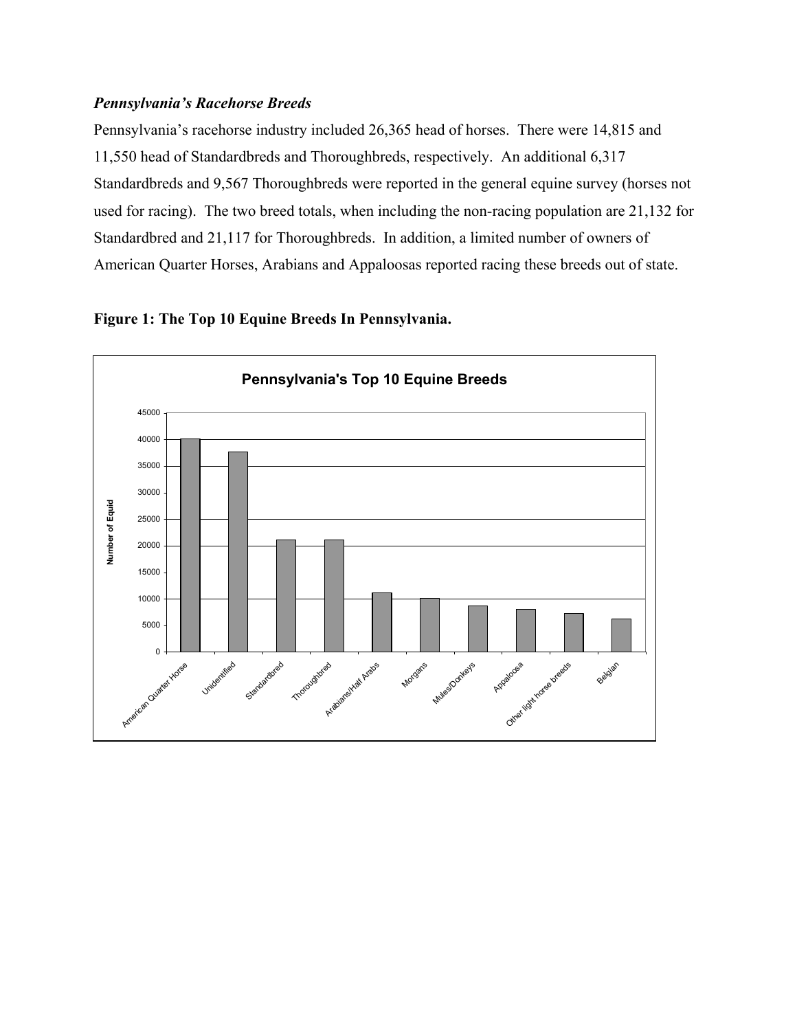***Pennsylvania's Racehorse Breeds***

Pennsylvania's racehorse industry included 26,365 head of horses. There were 14,815 and 11,550 head of Standardbreds and Thoroughbreds, respectively. An additional 6,317 Standardbreds and 9,567 Thoroughbreds were reported in the general equine survey (horses not used for racing). The two breed totals, when including the non-racing population are 21,132 for Standardbred and 21,117 for Thoroughbreds. In addition, a limited number of owners of American Quarter Horses, Arabians and Appaloosas reported racing these breeds out of state.

**Figure 1: The Top 10 Equine Breeds In Pennsylvania.**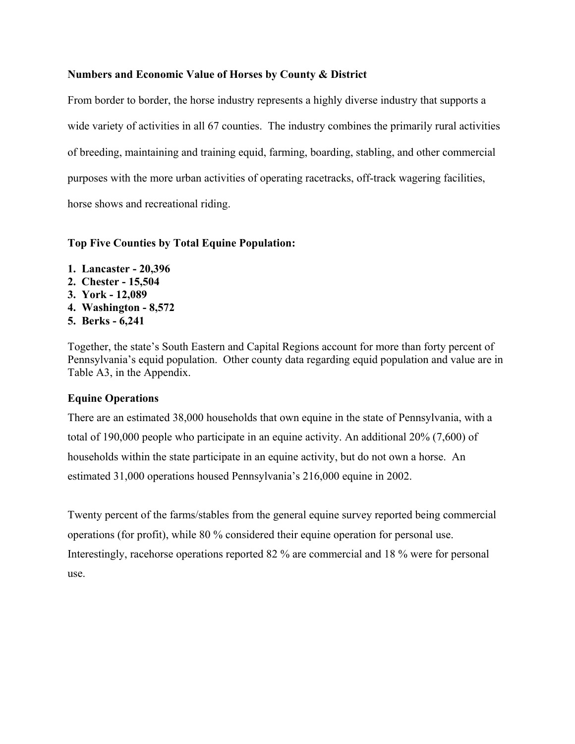**Numbers and Economic Value of Horses by County & District**

From border to border, the horse industry represents a highly diverse industry that supports a wide variety of activities in all 67 counties. The industry combines the primarily rural activities of breeding, maintaining and training equid, farming, boarding, stabling, and other commercial purposes with the more urban activities of operating racetracks, off-track wagering facilities, horse shows and recreational riding.

**Top Five Counties by Total Equine Population:**

1. **Lancaster - 20,396**
2. **Chester - 15,504**
3. **York - 12,089**
4. **Washington - 8,572**
5. **Berks - 6,241**

Together, the state's South Eastern and Capital Regions account for more than forty percent of Pennsylvania's equid population. Other county data regarding equid population and value are in Table A3, in the Appendix.

**Equine Operations**

There are an estimated 38,000 households that own equine in the state of Pennsylvania, with a total of 190,000 people who participate in an equine activity. An additional 20% (7,600) of households within the state participate in an equine activity, but do not own a horse. An estimated 31,000 operations housed Pennsylvania's 216,000 equine in 2002.

Twenty percent of the farms/stables from the general equine survey reported being commercial operations (for profit), while 80 % considered their equine operation for personal use. Interestingly, racehorse operations reported 82 % are commercial and 18 % were for personal use.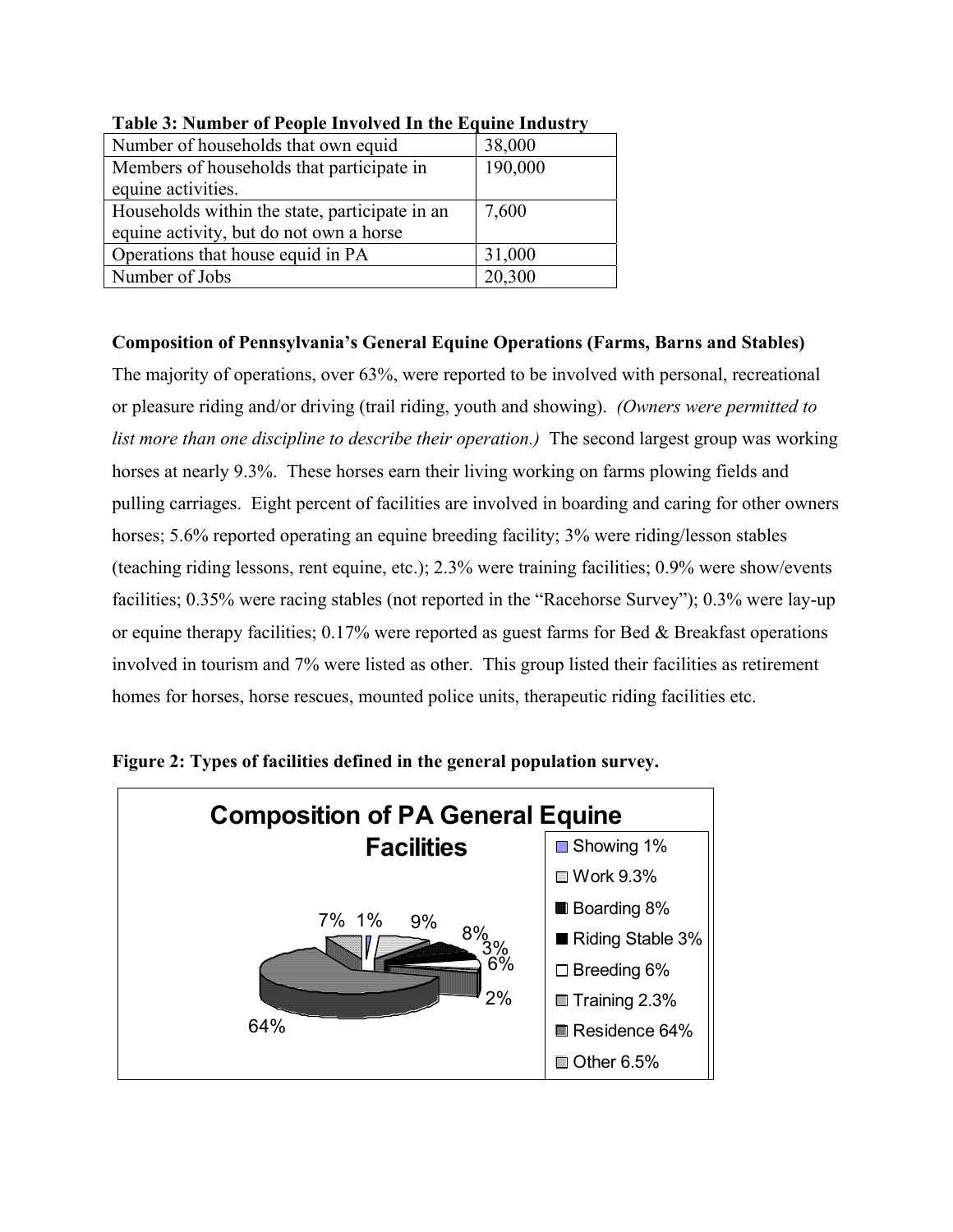**Table 3: Number of People Involved In the Equine Industry**

| | |
|---|---|
| Number of households that own equid | 38,000 |
| Members of households that participate in equine activities. | 190,000 |
| Households within the state, participate in an equine activity, but do not own a horse | 7,600 |
| Operations that house equid in PA | 31,000 |
| Number of Jobs | 20,300 |

**Composition of Pennsylvania's General Equine Operations (Farms, Barns and Stables)**

The majority of operations, over 63%, were reported to be involved with personal, recreational or pleasure riding and/or driving (trail riding, youth and showing). *(Owners were permitted to list more than one discipline to describe their operation.)* The second largest group was working horses at nearly 9.3%. These horses earn their living working on farms plowing fields and pulling carriages. Eight percent of facilities are involved in boarding and caring for other owners horses; 5.6% reported operating an equine breeding facility; 3% were riding/lesson stables (teaching riding lessons, rent equine, etc.); 2.3% were training facilities; 0.9% were show/events facilities; 0.35% were racing stables (not reported in the "Racehorse Survey"); 0.3% were lay-up or equine therapy facilities; 0.17% were reported as guest farms for Bed & Breakfast operations involved in tourism and 7% were listed as other. This group listed their facilities as retirement homes for horses, horse rescues, mounted police units, therapeutic riding facilities etc.

**Figure 2: Types of facilities defined in the general population survey.**

**Composition of PA General Equine Facilities**

| Facility | Percent |
|---|---|
| Showing | 1% |
| Work | 9.3% |
| Boarding | 8% |
| Riding Stable | 3% |
| Breeding | 6% |
| Training | 2.3% |
| Residence | 64% |
| Other | 6.5% |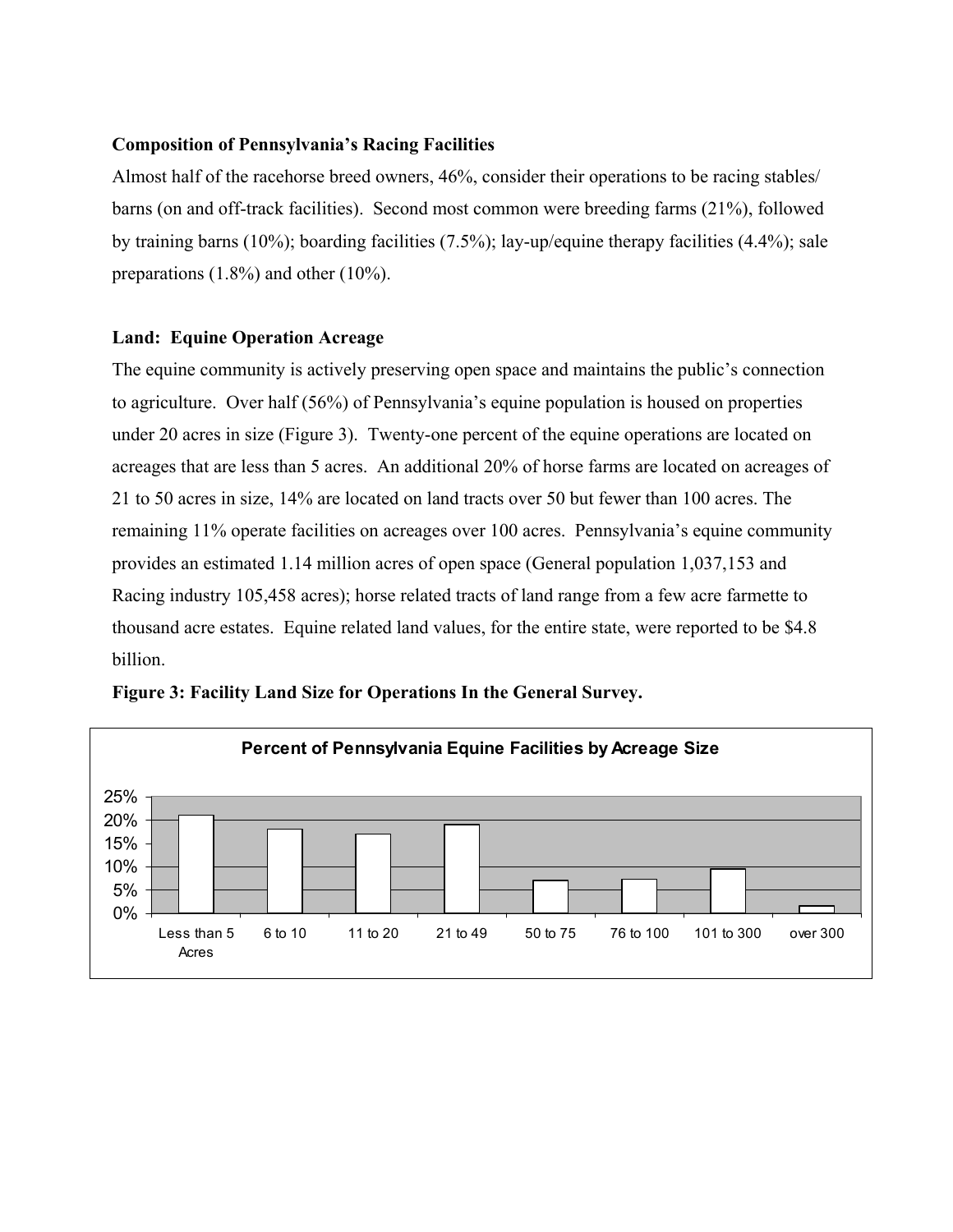**Composition of Pennsylvania's Racing Facilities**

Almost half of the racehorse breed owners, 46%, consider their operations to be racing stables/ barns (on and off-track facilities). Second most common were breeding farms (21%), followed by training barns (10%); boarding facilities (7.5%); lay-up/equine therapy facilities (4.4%); sale preparations (1.8%) and other (10%).

**Land: Equine Operation Acreage**

The equine community is actively preserving open space and maintains the public's connection to agriculture. Over half (56%) of Pennsylvania's equine population is housed on properties under 20 acres in size (Figure 3). Twenty-one percent of the equine operations are located on acreages that are less than 5 acres. An additional 20% of horse farms are located on acreages of 21 to 50 acres in size, 14% are located on land tracts over 50 but fewer than 100 acres. The remaining 11% operate facilities on acreages over 100 acres. Pennsylvania's equine community provides an estimated 1.14 million acres of open space (General population 1,037,153 and Racing industry 105,458 acres); horse related tracts of land range from a few acre farmette to thousand acre estates. Equine related land values, for the entire state, were reported to be $4.8 billion.

**Figure 3: Facility Land Size for Operations In the General Survey.**

Percent of Pennsylvania Equine Facilities by Acreage Size

| Acreage Size | Percent (approx.) |
|---|---|
| Less than 5 Acres | 21% |
| 6 to 10 | 18% |
| 11 to 20 | 17% |
| 21 to 49 | 19% |
| 50 to 75 | 7% |
| 76 to 100 | 7% |
| 101 to 300 | 9.5% |
| over 300 | 1.5% |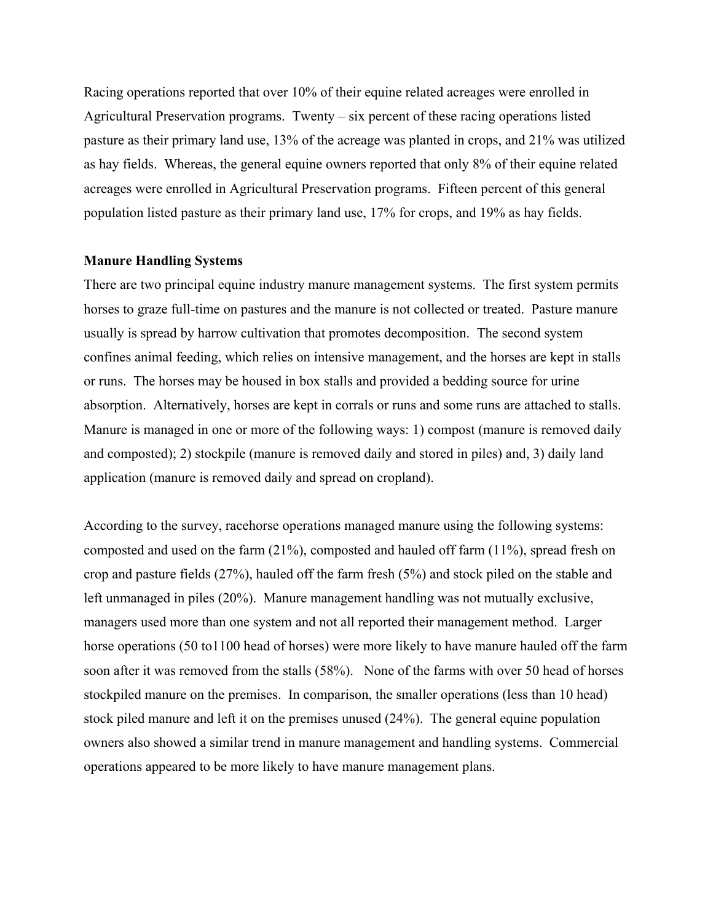Racing operations reported that over 10% of their equine related acreages were enrolled in Agricultural Preservation programs. Twenty – six percent of these racing operations listed pasture as their primary land use, 13% of the acreage was planted in crops, and 21% was utilized as hay fields. Whereas, the general equine owners reported that only 8% of their equine related acreages were enrolled in Agricultural Preservation programs. Fifteen percent of this general population listed pasture as their primary land use, 17% for crops, and 19% as hay fields.

**Manure Handling Systems**

There are two principal equine industry manure management systems. The first system permits horses to graze full-time on pastures and the manure is not collected or treated. Pasture manure usually is spread by harrow cultivation that promotes decomposition. The second system confines animal feeding, which relies on intensive management, and the horses are kept in stalls or runs. The horses may be housed in box stalls and provided a bedding source for urine absorption. Alternatively, horses are kept in corrals or runs and some runs are attached to stalls. Manure is managed in one or more of the following ways: 1) compost (manure is removed daily and composted); 2) stockpile (manure is removed daily and stored in piles) and, 3) daily land application (manure is removed daily and spread on cropland).

According to the survey, racehorse operations managed manure using the following systems: composted and used on the farm (21%), composted and hauled off farm (11%), spread fresh on crop and pasture fields (27%), hauled off the farm fresh (5%) and stock piled on the stable and left unmanaged in piles (20%). Manure management handling was not mutually exclusive, managers used more than one system and not all reported their management method. Larger horse operations (50 to1100 head of horses) were more likely to have manure hauled off the farm soon after it was removed from the stalls (58%). None of the farms with over 50 head of horses stockpiled manure on the premises. In comparison, the smaller operations (less than 10 head) stock piled manure and left it on the premises unused (24%). The general equine population owners also showed a similar trend in manure management and handling systems. Commercial operations appeared to be more likely to have manure management plans.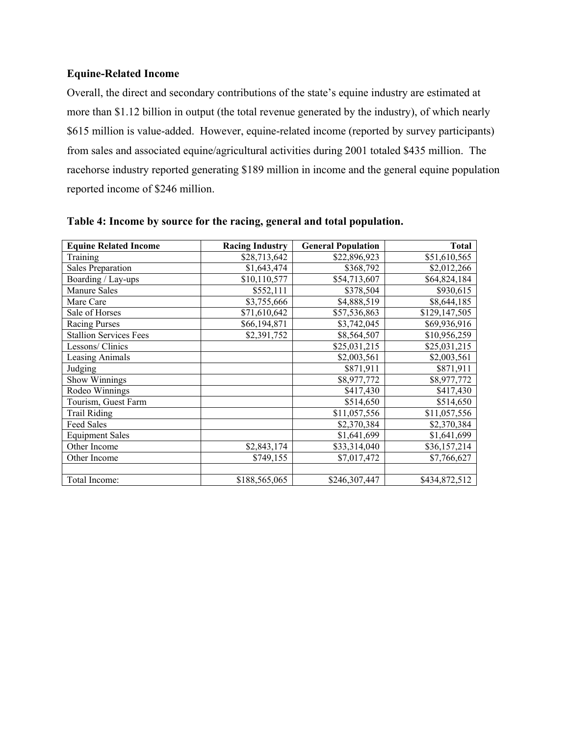## Equine-Related Income

Overall, the direct and secondary contributions of the state's equine industry are estimated at more than $1.12 billion in output (the total revenue generated by the industry), of which nearly $615 million is value-added. However, equine-related income (reported by survey participants) from sales and associated equine/agricultural activities during 2001 totaled $435 million. The racehorse industry reported generating $189 million in income and the general equine population reported income of $246 million.

**Table 4: Income by source for the racing, general and total population.**

| Equine Related Income | Racing Industry | General Population | Total |
|---|---:|---:|---:|
| Training | $28,713,642 | $22,896,923 | $51,610,565 |
| Sales Preparation | $1,643,474 | $368,792 | $2,012,266 |
| Boarding / Lay-ups | $10,110,577 | $54,713,607 | $64,824,184 |
| Manure Sales | $552,111 | $378,504 | $930,615 |
| Mare Care | $3,755,666 | $4,888,519 | $8,644,185 |
| Sale of Horses | $71,610,642 | $57,536,863 | $129,147,505 |
| Racing Purses | $66,194,871 | $3,742,045 | $69,936,916 |
| Stallion Services Fees | $2,391,752 | $8,564,507 | $10,956,259 |
| Lessons/ Clinics | | $25,031,215 | $25,031,215 |
| Leasing Animals | | $2,003,561 | $2,003,561 |
| Judging | | $871,911 | $871,911 |
| Show Winnings | | $8,977,772 | $8,977,772 |
| Rodeo Winnings | | $417,430 | $417,430 |
| Tourism, Guest Farm | | $514,650 | $514,650 |
| Trail Riding | | $11,057,556 | $11,057,556 |
| Feed Sales | | $2,370,384 | $2,370,384 |
| Equipment Sales | | $1,641,699 | $1,641,699 |
| Other Income | $2,843,174 | $33,314,040 | $36,157,214 |
| Other Income | $749,155 | $7,017,472 | $7,766,627 |
| | | | |
| Total Income: | $188,565,065 | $246,307,447 | $434,872,512 |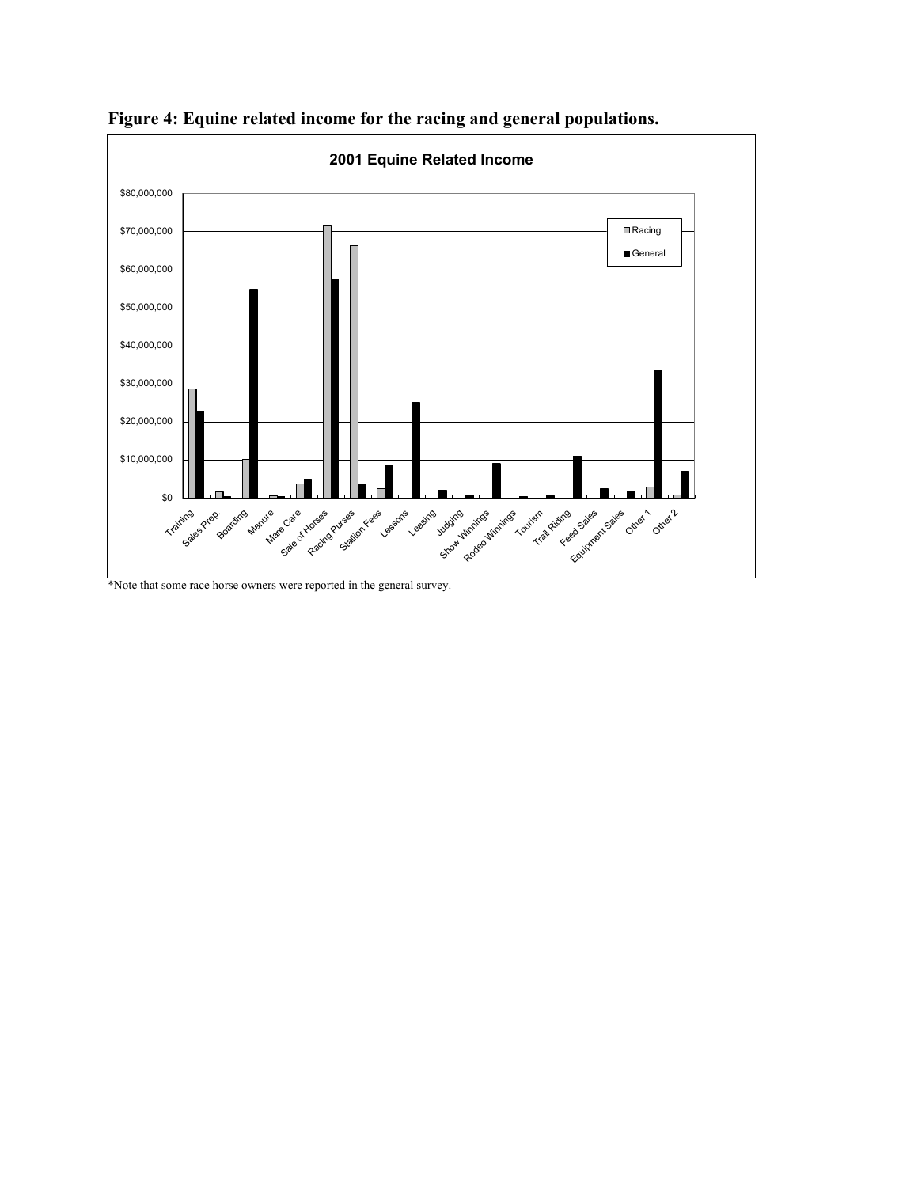**Figure 4: Equine related income for the racing and general populations.**

*Note that some race horse owners were reported in the general survey.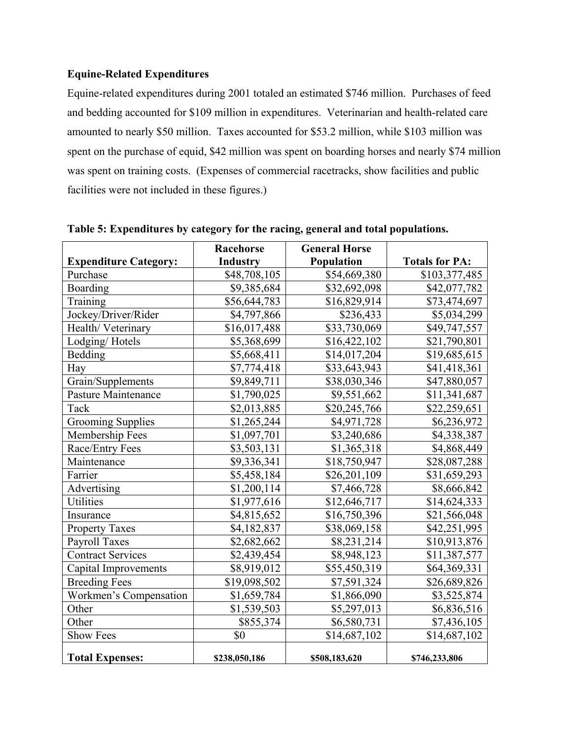**Equine-Related Expenditures**

Equine-related expenditures during 2001 totaled an estimated $746 million. Purchases of feed and bedding accounted for $109 million in expenditures. Veterinarian and health-related care amounted to nearly $50 million. Taxes accounted for $53.2 million, while $103 million was spent on the purchase of equid, $42 million was spent on boarding horses and nearly $74 million was spent on training costs. (Expenses of commercial racetracks, show facilities and public facilities were not included in these figures.)

**Table 5: Expenditures by category for the racing, general and total populations.**

| Expenditure Category: | Racehorse Industry | General Horse Population | Totals for PA: |
|---|---|---|---|
| Purchase | $48,708,105 | $54,669,380 | $103,377,485 |
| Boarding | $9,385,684 | $32,692,098 | $42,077,782 |
| Training | $56,644,783 | $16,829,914 | $73,474,697 |
| Jockey/Driver/Rider | $4,797,866 | $236,433 | $5,034,299 |
| Health/ Veterinary | $16,017,488 | $33,730,069 | $49,747,557 |
| Lodging/ Hotels | $5,368,699 | $16,422,102 | $21,790,801 |
| Bedding | $5,668,411 | $14,017,204 | $19,685,615 |
| Hay | $7,774,418 | $33,643,943 | $41,418,361 |
| Grain/Supplements | $9,849,711 | $38,030,346 | $47,880,057 |
| Pasture Maintenance | $1,790,025 | $9,551,662 | $11,341,687 |
| Tack | $2,013,885 | $20,245,766 | $22,259,651 |
| Grooming Supplies | $1,265,244 | $4,971,728 | $6,236,972 |
| Membership Fees | $1,097,701 | $3,240,686 | $4,338,387 |
| Race/Entry Fees | $3,503,131 | $1,365,318 | $4,868,449 |
| Maintenance | $9,336,341 | $18,750,947 | $28,087,288 |
| Farrier | $5,458,184 | $26,201,109 | $31,659,293 |
| Advertising | $1,200,114 | $7,466,728 | $8,666,842 |
| Utilities | $1,977,616 | $12,646,717 | $14,624,333 |
| Insurance | $4,815,652 | $16,750,396 | $21,566,048 |
| Property Taxes | $4,182,837 | $38,069,158 | $42,251,995 |
| Payroll Taxes | $2,682,662 | $8,231,214 | $10,913,876 |
| Contract Services | $2,439,454 | $8,948,123 | $11,387,577 |
| Capital Improvements | $8,919,012 | $55,450,319 | $64,369,331 |
| Breeding Fees | $19,098,502 | $7,591,324 | $26,689,826 |
| Workmen's Compensation | $1,659,784 | $1,866,090 | $3,525,874 |
| Other | $1,539,503 | $5,297,013 | $6,836,516 |
| Other | $855,374 | $6,580,731 | $7,436,105 |
| Show Fees | $0 | $14,687,102 | $14,687,102 |
| **Total Expenses:** | **$238,050,186** | **$508,183,620** | **$746,233,806** |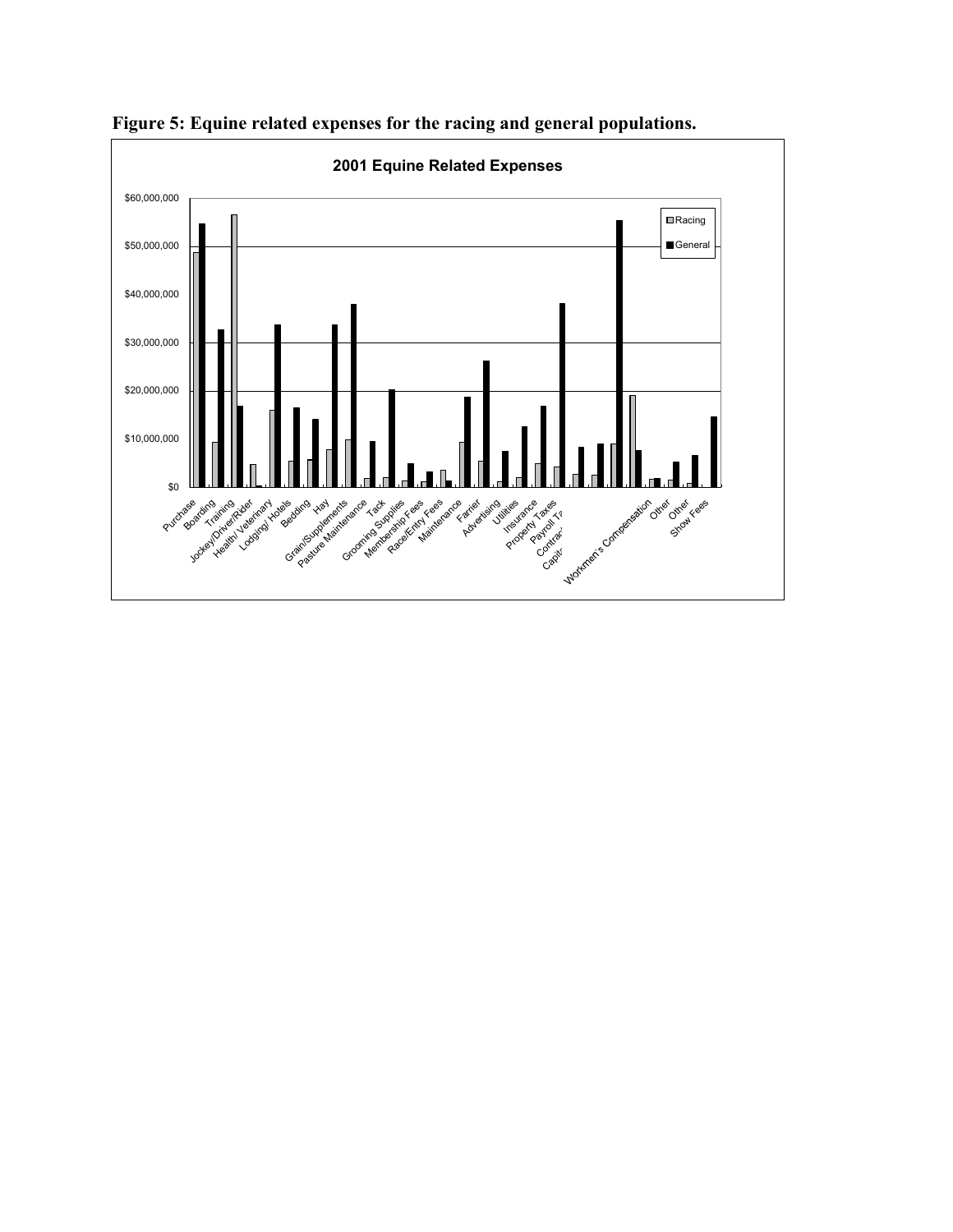**Figure 5: Equine related expenses for the racing and general populations.**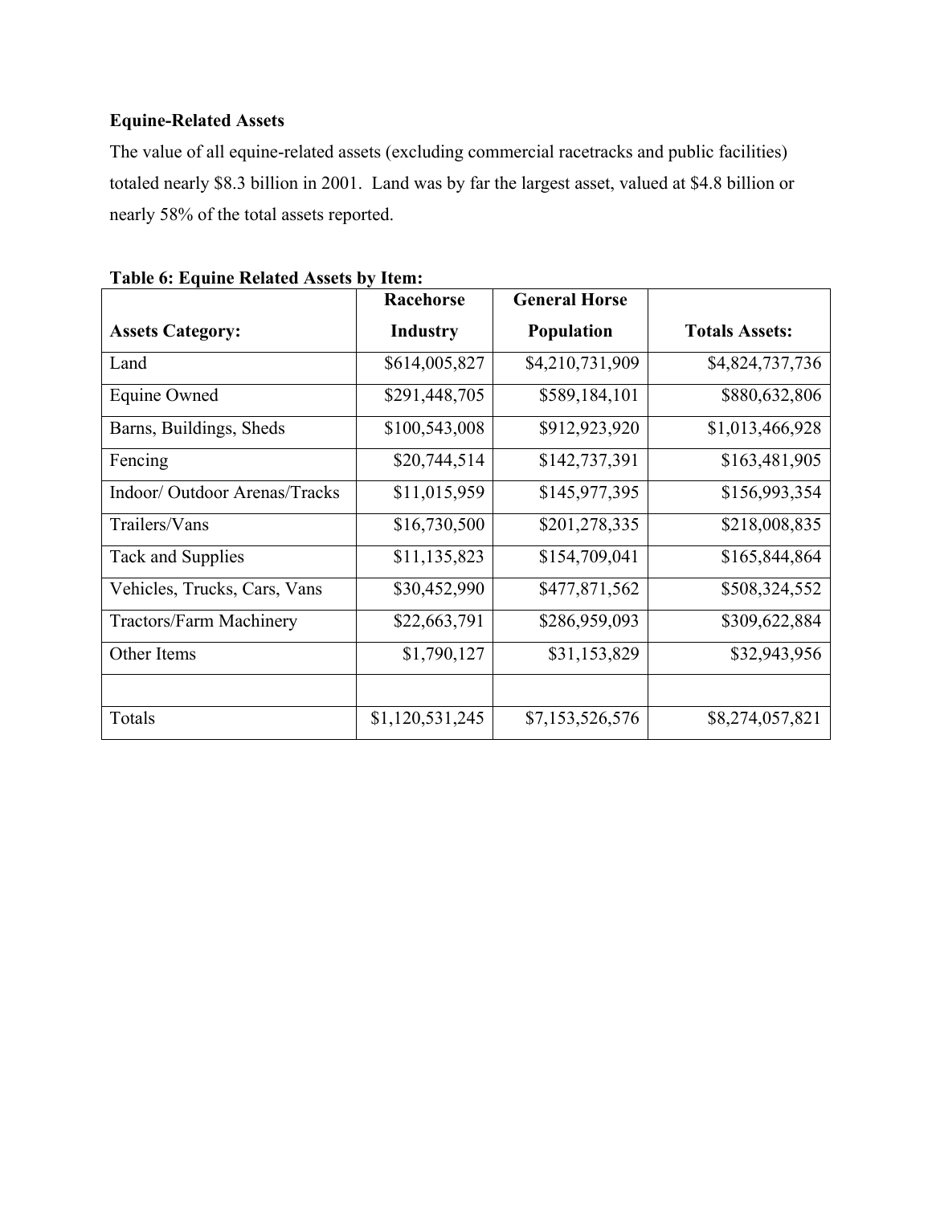**Equine-Related Assets**

The value of all equine-related assets (excluding commercial racetracks and public facilities) totaled nearly $8.3 billion in 2001. Land was by far the largest asset, valued at $4.8 billion or nearly 58% of the total assets reported.

**Table 6: Equine Related Assets by Item:**

| Assets Category: | Racehorse Industry | General Horse Population | Totals Assets: |
|---|---:|---:|---:|
| Land | $614,005,827 | $4,210,731,909 | $4,824,737,736 |
| Equine Owned | $291,448,705 | $589,184,101 | $880,632,806 |
| Barns, Buildings, Sheds | $100,543,008 | $912,923,920 | $1,013,466,928 |
| Fencing | $20,744,514 | $142,737,391 | $163,481,905 |
| Indoor/ Outdoor Arenas/Tracks | $11,015,959 | $145,977,395 | $156,993,354 |
| Trailers/Vans | $16,730,500 | $201,278,335 | $218,008,835 |
| Tack and Supplies | $11,135,823 | $154,709,041 | $165,844,864 |
| Vehicles, Trucks, Cars, Vans | $30,452,990 | $477,871,562 | $508,324,552 |
| Tractors/Farm Machinery | $22,663,791 | $286,959,093 | $309,622,884 |
| Other Items | $1,790,127 | $31,153,829 | $32,943,956 |
| | | | |
| Totals | $1,120,531,245 | $7,153,526,576 | $8,274,057,821 |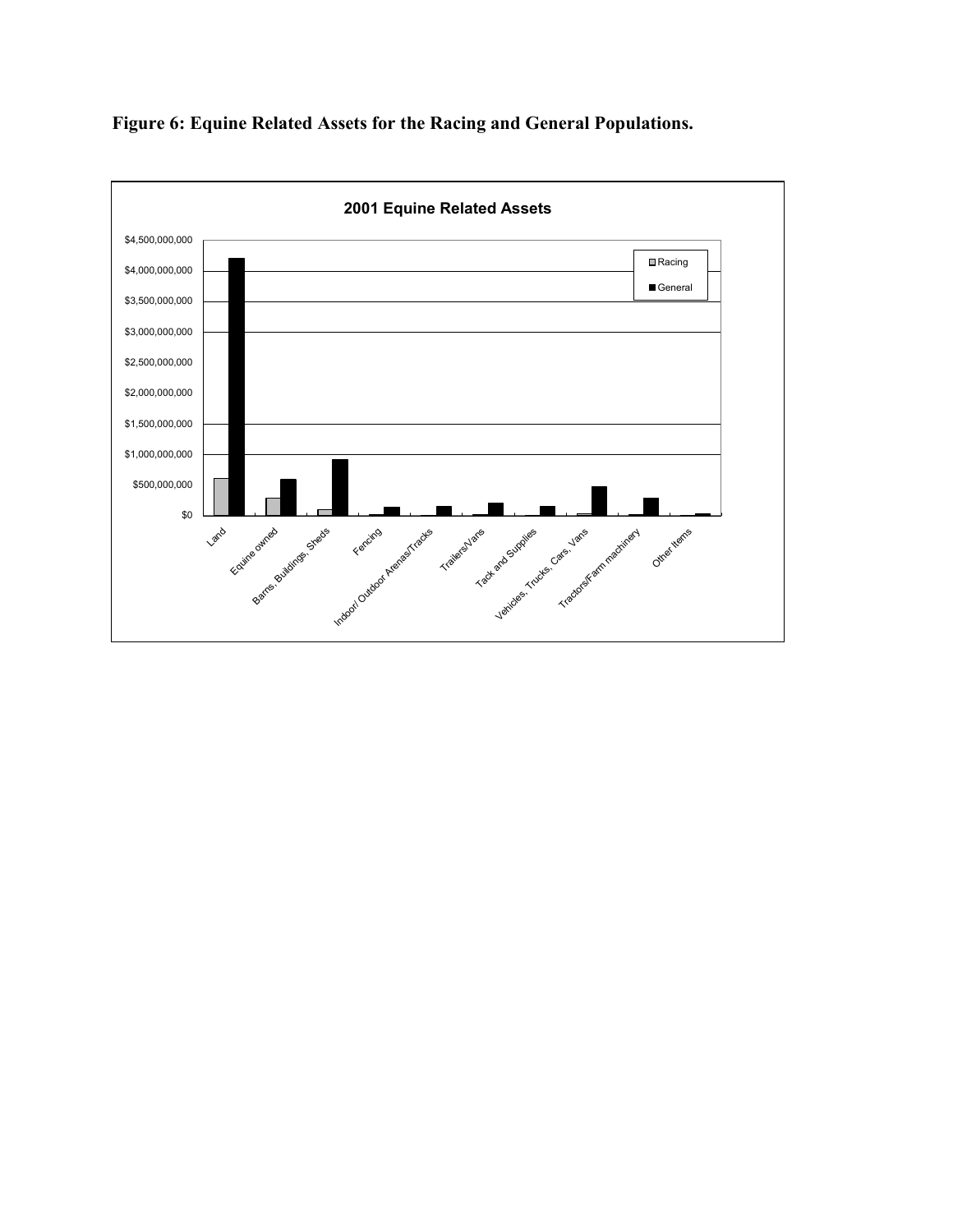**Figure 6: Equine Related Assets for the Racing and General Populations.**

**2001 Equine Related Assets**

Legend: Racing, General

Y-axis: $0, $500,000,000, $1,000,000,000, $1,500,000,000, $2,000,000,000, $2,500,000,000, $3,000,000,000, $3,500,000,000, $4,000,000,000, $4,500,000,000

X-axis categories: Land, Equine owned, Barns, Buildings, Sheds, Fencing, Indoor/ Outdoor Arenas/Tracks, Trailers/Vans, Tack and Supplies, Vehicles, Trucks, Cars, Vans, Tractors/Farm machinery, Other Items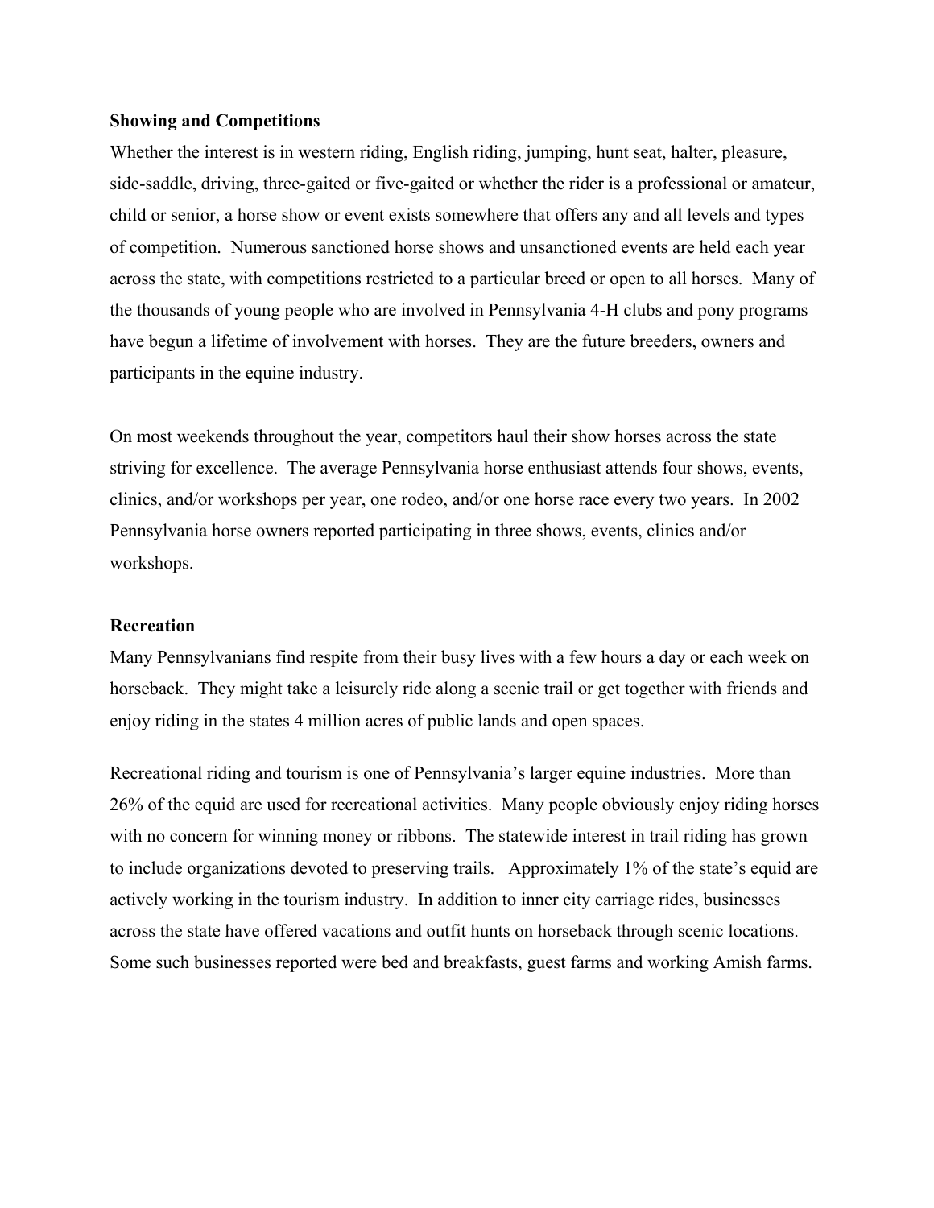**Showing and Competitions**

Whether the interest is in western riding, English riding, jumping, hunt seat, halter, pleasure, side-saddle, driving, three-gaited or five-gaited or whether the rider is a professional or amateur, child or senior, a horse show or event exists somewhere that offers any and all levels and types of competition. Numerous sanctioned horse shows and unsanctioned events are held each year across the state, with competitions restricted to a particular breed or open to all horses. Many of the thousands of young people who are involved in Pennsylvania 4-H clubs and pony programs have begun a lifetime of involvement with horses. They are the future breeders, owners and participants in the equine industry.

On most weekends throughout the year, competitors haul their show horses across the state striving for excellence. The average Pennsylvania horse enthusiast attends four shows, events, clinics, and/or workshops per year, one rodeo, and/or one horse race every two years. In 2002 Pennsylvania horse owners reported participating in three shows, events, clinics and/or workshops.

**Recreation**

Many Pennsylvanians find respite from their busy lives with a few hours a day or each week on horseback. They might take a leisurely ride along a scenic trail or get together with friends and enjoy riding in the states 4 million acres of public lands and open spaces.

Recreational riding and tourism is one of Pennsylvania's larger equine industries. More than 26% of the equid are used for recreational activities. Many people obviously enjoy riding horses with no concern for winning money or ribbons. The statewide interest in trail riding has grown to include organizations devoted to preserving trails. Approximately 1% of the state's equid are actively working in the tourism industry. In addition to inner city carriage rides, businesses across the state have offered vacations and outfit hunts on horseback through scenic locations. Some such businesses reported were bed and breakfasts, guest farms and working Amish farms.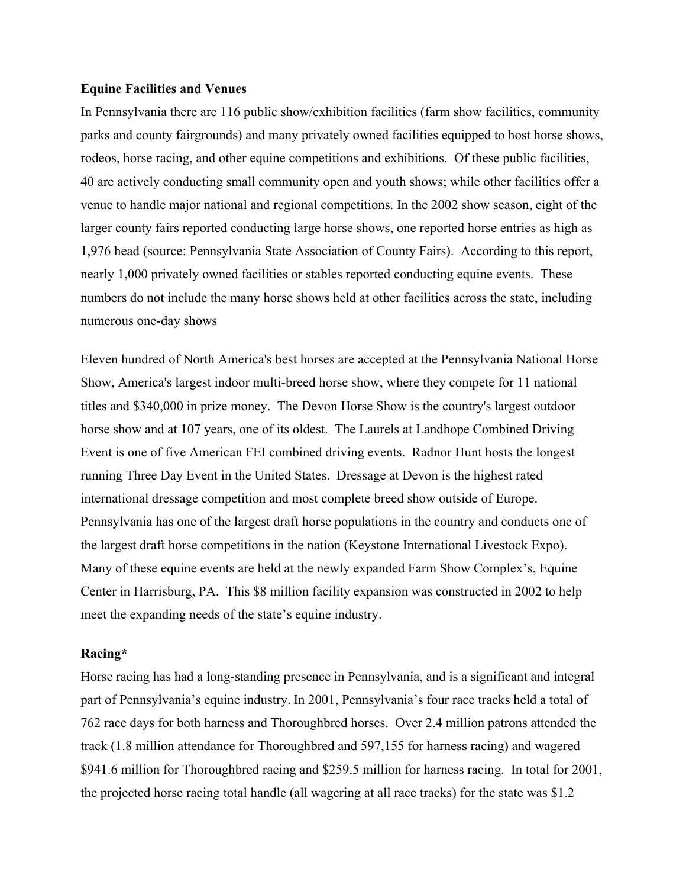**Equine Facilities and Venues**

In Pennsylvania there are 116 public show/exhibition facilities (farm show facilities, community parks and county fairgrounds) and many privately owned facilities equipped to host horse shows, rodeos, horse racing, and other equine competitions and exhibitions. Of these public facilities, 40 are actively conducting small community open and youth shows; while other facilities offer a venue to handle major national and regional competitions. In the 2002 show season, eight of the larger county fairs reported conducting large horse shows, one reported horse entries as high as 1,976 head (source: Pennsylvania State Association of County Fairs). According to this report, nearly 1,000 privately owned facilities or stables reported conducting equine events. These numbers do not include the many horse shows held at other facilities across the state, including numerous one-day shows

Eleven hundred of North America's best horses are accepted at the Pennsylvania National Horse Show, America's largest indoor multi-breed horse show, where they compete for 11 national titles and $340,000 in prize money. The Devon Horse Show is the country's largest outdoor horse show and at 107 years, one of its oldest. The Laurels at Landhope Combined Driving Event is one of five American FEI combined driving events. Radnor Hunt hosts the longest running Three Day Event in the United States. Dressage at Devon is the highest rated international dressage competition and most complete breed show outside of Europe. Pennsylvania has one of the largest draft horse populations in the country and conducts one of the largest draft horse competitions in the nation (Keystone International Livestock Expo). Many of these equine events are held at the newly expanded Farm Show Complex's, Equine Center in Harrisburg, PA. This $8 million facility expansion was constructed in 2002 to help meet the expanding needs of the state's equine industry.

**Racing***

Horse racing has had a long-standing presence in Pennsylvania, and is a significant and integral part of Pennsylvania's equine industry. In 2001, Pennsylvania's four race tracks held a total of 762 race days for both harness and Thoroughbred horses. Over 2.4 million patrons attended the track (1.8 million attendance for Thoroughbred and 597,155 for harness racing) and wagered $941.6 million for Thoroughbred racing and $259.5 million for harness racing. In total for 2001, the projected horse racing total handle (all wagering at all race tracks) for the state was $1.2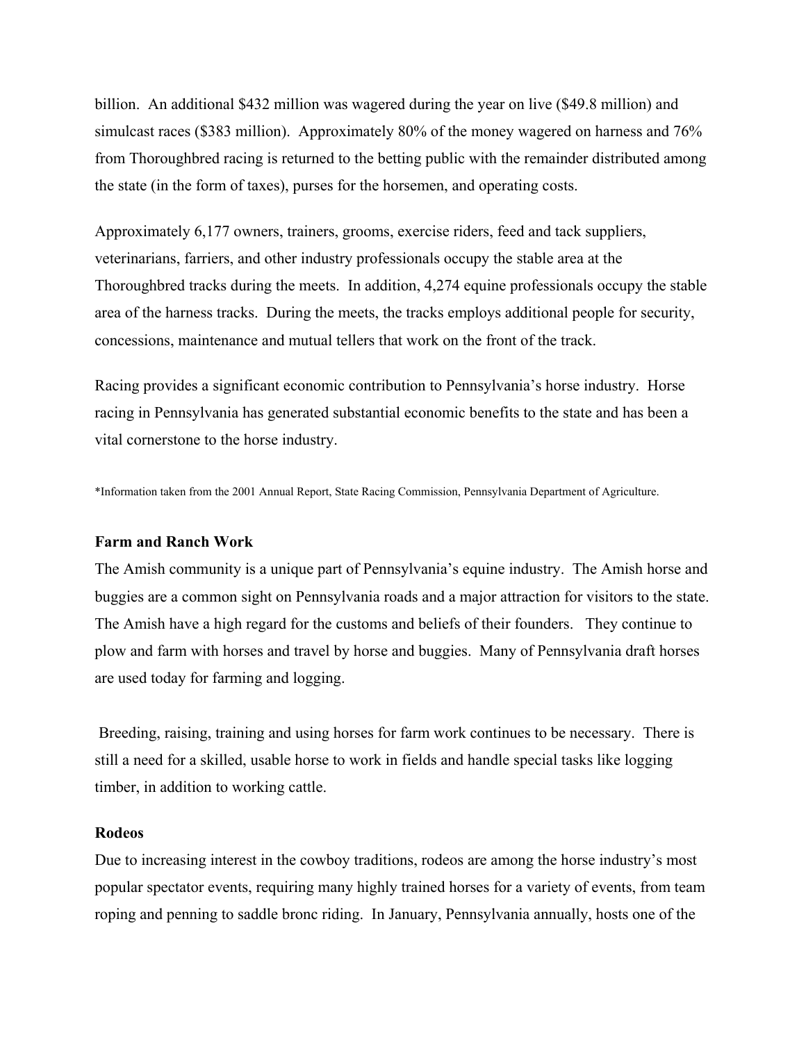billion. An additional $432 million was wagered during the year on live ($49.8 million) and simulcast races ($383 million). Approximately 80% of the money wagered on harness and 76% from Thoroughbred racing is returned to the betting public with the remainder distributed among the state (in the form of taxes), purses for the horsemen, and operating costs.

Approximately 6,177 owners, trainers, grooms, exercise riders, feed and tack suppliers, veterinarians, farriers, and other industry professionals occupy the stable area at the Thoroughbred tracks during the meets. In addition, 4,274 equine professionals occupy the stable area of the harness tracks. During the meets, the tracks employs additional people for security, concessions, maintenance and mutual tellers that work on the front of the track.

Racing provides a significant economic contribution to Pennsylvania's horse industry. Horse racing in Pennsylvania has generated substantial economic benefits to the state and has been a vital cornerstone to the horse industry.

*Information taken from the 2001 Annual Report, State Racing Commission, Pennsylvania Department of Agriculture.

**Farm and Ranch Work**

The Amish community is a unique part of Pennsylvania's equine industry. The Amish horse and buggies are a common sight on Pennsylvania roads and a major attraction for visitors to the state. The Amish have a high regard for the customs and beliefs of their founders. They continue to plow and farm with horses and travel by horse and buggies. Many of Pennsylvania draft horses are used today for farming and logging.

Breeding, raising, training and using horses for farm work continues to be necessary. There is still a need for a skilled, usable horse to work in fields and handle special tasks like logging timber, in addition to working cattle.

**Rodeos**

Due to increasing interest in the cowboy traditions, rodeos are among the horse industry's most popular spectator events, requiring many highly trained horses for a variety of events, from team roping and penning to saddle bronc riding. In January, Pennsylvania annually, hosts one of the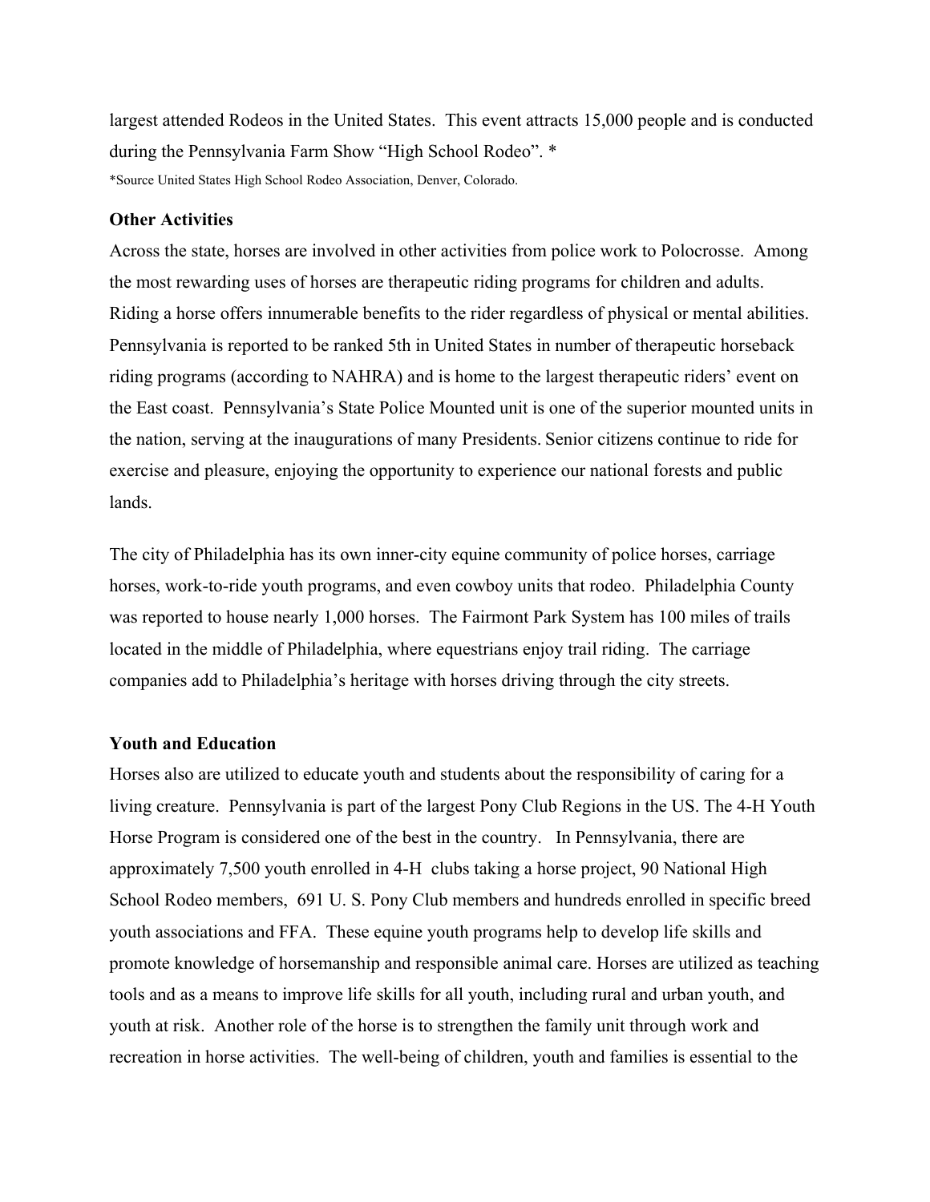largest attended Rodeos in the United States. This event attracts 15,000 people and is conducted during the Pennsylvania Farm Show "High School Rodeo". *

*Source United States High School Rodeo Association, Denver, Colorado.

**Other Activities**

Across the state, horses are involved in other activities from police work to Polocrosse. Among the most rewarding uses of horses are therapeutic riding programs for children and adults. Riding a horse offers innumerable benefits to the rider regardless of physical or mental abilities. Pennsylvania is reported to be ranked 5th in United States in number of therapeutic horseback riding programs (according to NAHRA) and is home to the largest therapeutic riders' event on the East coast. Pennsylvania's State Police Mounted unit is one of the superior mounted units in the nation, serving at the inaugurations of many Presidents. Senior citizens continue to ride for exercise and pleasure, enjoying the opportunity to experience our national forests and public lands.

The city of Philadelphia has its own inner-city equine community of police horses, carriage horses, work-to-ride youth programs, and even cowboy units that rodeo. Philadelphia County was reported to house nearly 1,000 horses. The Fairmont Park System has 100 miles of trails located in the middle of Philadelphia, where equestrians enjoy trail riding. The carriage companies add to Philadelphia's heritage with horses driving through the city streets.

**Youth and Education**

Horses also are utilized to educate youth and students about the responsibility of caring for a living creature. Pennsylvania is part of the largest Pony Club Regions in the US. The 4-H Youth Horse Program is considered one of the best in the country. In Pennsylvania, there are approximately 7,500 youth enrolled in 4-H clubs taking a horse project, 90 National High School Rodeo members, 691 U. S. Pony Club members and hundreds enrolled in specific breed youth associations and FFA. These equine youth programs help to develop life skills and promote knowledge of horsemanship and responsible animal care. Horses are utilized as teaching tools and as a means to improve life skills for all youth, including rural and urban youth, and youth at risk. Another role of the horse is to strengthen the family unit through work and recreation in horse activities. The well-being of children, youth and families is essential to the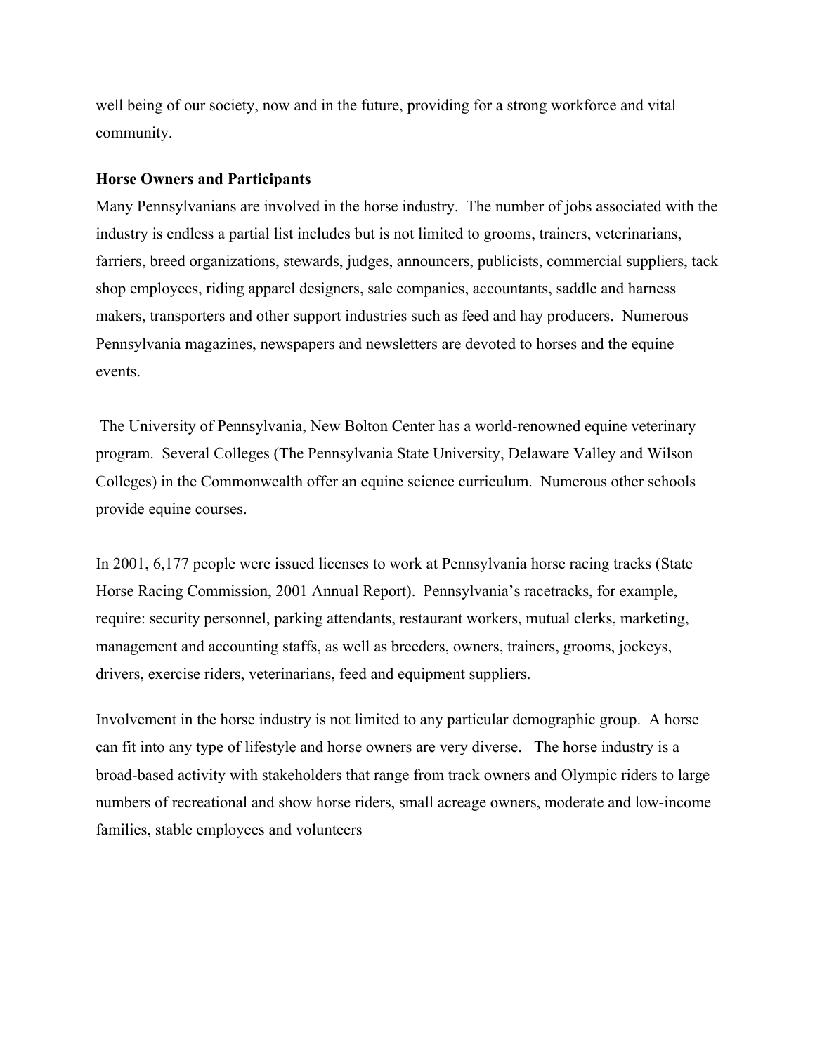well being of our society, now and in the future, providing for a strong workforce and vital community.

**Horse Owners and Participants**

Many Pennsylvanians are involved in the horse industry. The number of jobs associated with the industry is endless a partial list includes but is not limited to grooms, trainers, veterinarians, farriers, breed organizations, stewards, judges, announcers, publicists, commercial suppliers, tack shop employees, riding apparel designers, sale companies, accountants, saddle and harness makers, transporters and other support industries such as feed and hay producers. Numerous Pennsylvania magazines, newspapers and newsletters are devoted to horses and the equine events.

The University of Pennsylvania, New Bolton Center has a world-renowned equine veterinary program. Several Colleges (The Pennsylvania State University, Delaware Valley and Wilson Colleges) in the Commonwealth offer an equine science curriculum. Numerous other schools provide equine courses.

In 2001, 6,177 people were issued licenses to work at Pennsylvania horse racing tracks (State Horse Racing Commission, 2001 Annual Report). Pennsylvania's racetracks, for example, require: security personnel, parking attendants, restaurant workers, mutual clerks, marketing, management and accounting staffs, as well as breeders, owners, trainers, grooms, jockeys, drivers, exercise riders, veterinarians, feed and equipment suppliers.

Involvement in the horse industry is not limited to any particular demographic group. A horse can fit into any type of lifestyle and horse owners are very diverse. The horse industry is a broad-based activity with stakeholders that range from track owners and Olympic riders to large numbers of recreational and show horse riders, small acreage owners, moderate and low-income families, stable employees and volunteers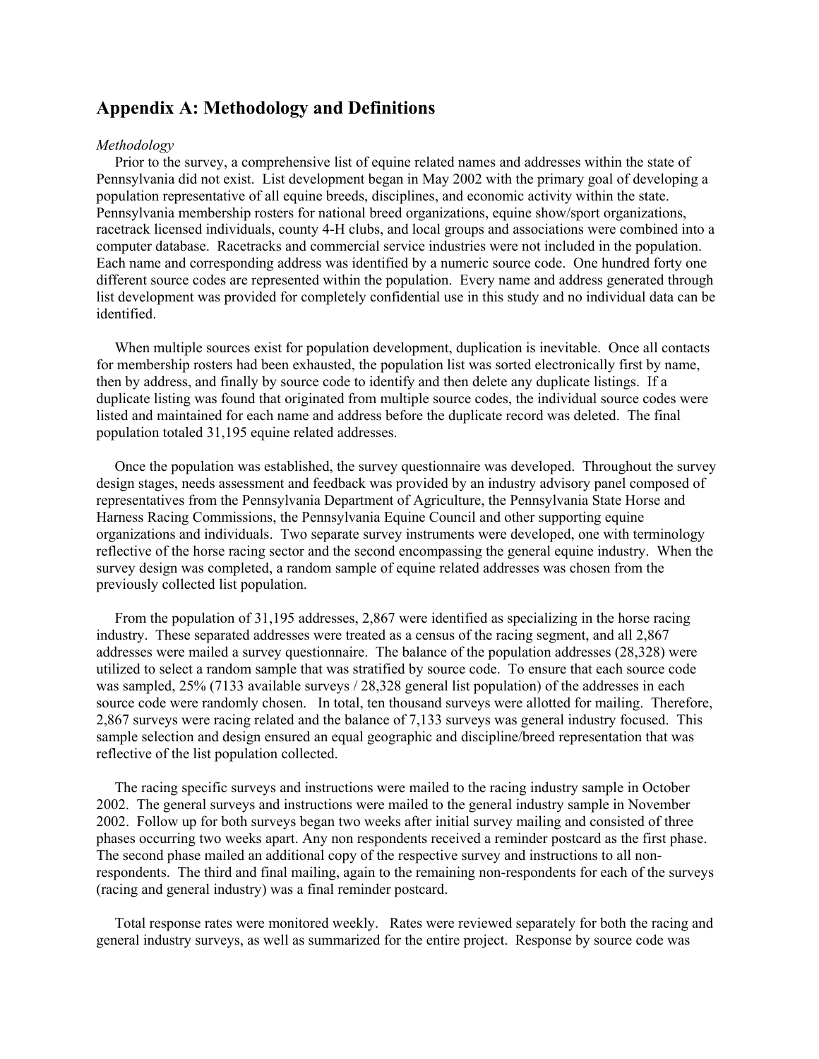## Appendix A: Methodology and Definitions

*Methodology*

Prior to the survey, a comprehensive list of equine related names and addresses within the state of Pennsylvania did not exist. List development began in May 2002 with the primary goal of developing a population representative of all equine breeds, disciplines, and economic activity within the state. Pennsylvania membership rosters for national breed organizations, equine show/sport organizations, racetrack licensed individuals, county 4-H clubs, and local groups and associations were combined into a computer database. Racetracks and commercial service industries were not included in the population. Each name and corresponding address was identified by a numeric source code. One hundred forty one different source codes are represented within the population. Every name and address generated through list development was provided for completely confidential use in this study and no individual data can be identified.

When multiple sources exist for population development, duplication is inevitable. Once all contacts for membership rosters had been exhausted, the population list was sorted electronically first by name, then by address, and finally by source code to identify and then delete any duplicate listings. If a duplicate listing was found that originated from multiple source codes, the individual source codes were listed and maintained for each name and address before the duplicate record was deleted. The final population totaled 31,195 equine related addresses.

Once the population was established, the survey questionnaire was developed. Throughout the survey design stages, needs assessment and feedback was provided by an industry advisory panel composed of representatives from the Pennsylvania Department of Agriculture, the Pennsylvania State Horse and Harness Racing Commissions, the Pennsylvania Equine Council and other supporting equine organizations and individuals. Two separate survey instruments were developed, one with terminology reflective of the horse racing sector and the second encompassing the general equine industry. When the survey design was completed, a random sample of equine related addresses was chosen from the previously collected list population.

From the population of 31,195 addresses, 2,867 were identified as specializing in the horse racing industry. These separated addresses were treated as a census of the racing segment, and all 2,867 addresses were mailed a survey questionnaire. The balance of the population addresses (28,328) were utilized to select a random sample that was stratified by source code. To ensure that each source code was sampled, 25% (7133 available surveys / 28,328 general list population) of the addresses in each source code were randomly chosen. In total, ten thousand surveys were allotted for mailing. Therefore, 2,867 surveys were racing related and the balance of 7,133 surveys was general industry focused. This sample selection and design ensured an equal geographic and discipline/breed representation that was reflective of the list population collected.

The racing specific surveys and instructions were mailed to the racing industry sample in October 2002. The general surveys and instructions were mailed to the general industry sample in November 2002. Follow up for both surveys began two weeks after initial survey mailing and consisted of three phases occurring two weeks apart. Any non respondents received a reminder postcard as the first phase. The second phase mailed an additional copy of the respective survey and instructions to all non-respondents. The third and final mailing, again to the remaining non-respondents for each of the surveys (racing and general industry) was a final reminder postcard.

Total response rates were monitored weekly. Rates were reviewed separately for both the racing and general industry surveys, as well as summarized for the entire project. Response by source code was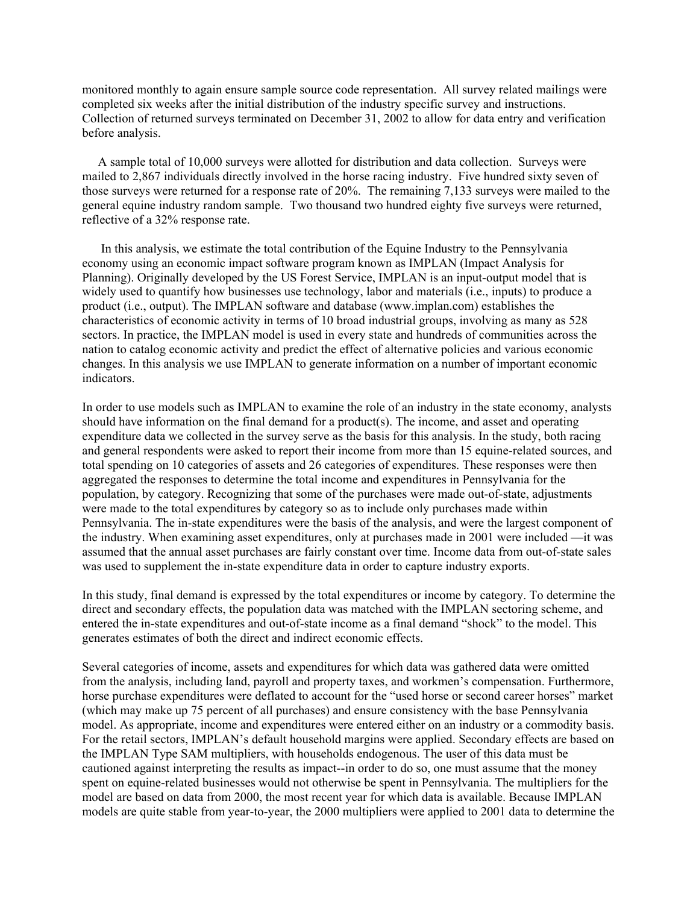monitored monthly to again ensure sample source code representation. All survey related mailings were completed six weeks after the initial distribution of the industry specific survey and instructions. Collection of returned surveys terminated on December 31, 2002 to allow for data entry and verification before analysis.

A sample total of 10,000 surveys were allotted for distribution and data collection. Surveys were mailed to 2,867 individuals directly involved in the horse racing industry. Five hundred sixty seven of those surveys were returned for a response rate of 20%. The remaining 7,133 surveys were mailed to the general equine industry random sample. Two thousand two hundred eighty five surveys were returned, reflective of a 32% response rate.

In this analysis, we estimate the total contribution of the Equine Industry to the Pennsylvania economy using an economic impact software program known as IMPLAN (Impact Analysis for Planning). Originally developed by the US Forest Service, IMPLAN is an input-output model that is widely used to quantify how businesses use technology, labor and materials (i.e., inputs) to produce a product (i.e., output). The IMPLAN software and database (www.implan.com) establishes the characteristics of economic activity in terms of 10 broad industrial groups, involving as many as 528 sectors. In practice, the IMPLAN model is used in every state and hundreds of communities across the nation to catalog economic activity and predict the effect of alternative policies and various economic changes. In this analysis we use IMPLAN to generate information on a number of important economic indicators.

In order to use models such as IMPLAN to examine the role of an industry in the state economy, analysts should have information on the final demand for a product(s). The income, and asset and operating expenditure data we collected in the survey serve as the basis for this analysis. In the study, both racing and general respondents were asked to report their income from more than 15 equine-related sources, and total spending on 10 categories of assets and 26 categories of expenditures. These responses were then aggregated the responses to determine the total income and expenditures in Pennsylvania for the population, by category. Recognizing that some of the purchases were made out-of-state, adjustments were made to the total expenditures by category so as to include only purchases made within Pennsylvania. The in-state expenditures were the basis of the analysis, and were the largest component of the industry. When examining asset expenditures, only at purchases made in 2001 were included —it was assumed that the annual asset purchases are fairly constant over time. Income data from out-of-state sales was used to supplement the in-state expenditure data in order to capture industry exports.

In this study, final demand is expressed by the total expenditures or income by category. To determine the direct and secondary effects, the population data was matched with the IMPLAN sectoring scheme, and entered the in-state expenditures and out-of-state income as a final demand "shock" to the model. This generates estimates of both the direct and indirect economic effects.

Several categories of income, assets and expenditures for which data was gathered data were omitted from the analysis, including land, payroll and property taxes, and workmen's compensation. Furthermore, horse purchase expenditures were deflated to account for the "used horse or second career horses" market (which may make up 75 percent of all purchases) and ensure consistency with the base Pennsylvania model. As appropriate, income and expenditures were entered either on an industry or a commodity basis. For the retail sectors, IMPLAN's default household margins were applied. Secondary effects are based on the IMPLAN Type SAM multipliers, with households endogenous. The user of this data must be cautioned against interpreting the results as impact--in order to do so, one must assume that the money spent on equine-related businesses would not otherwise be spent in Pennsylvania. The multipliers for the model are based on data from 2000, the most recent year for which data is available. Because IMPLAN models are quite stable from year-to-year, the 2000 multipliers were applied to 2001 data to determine the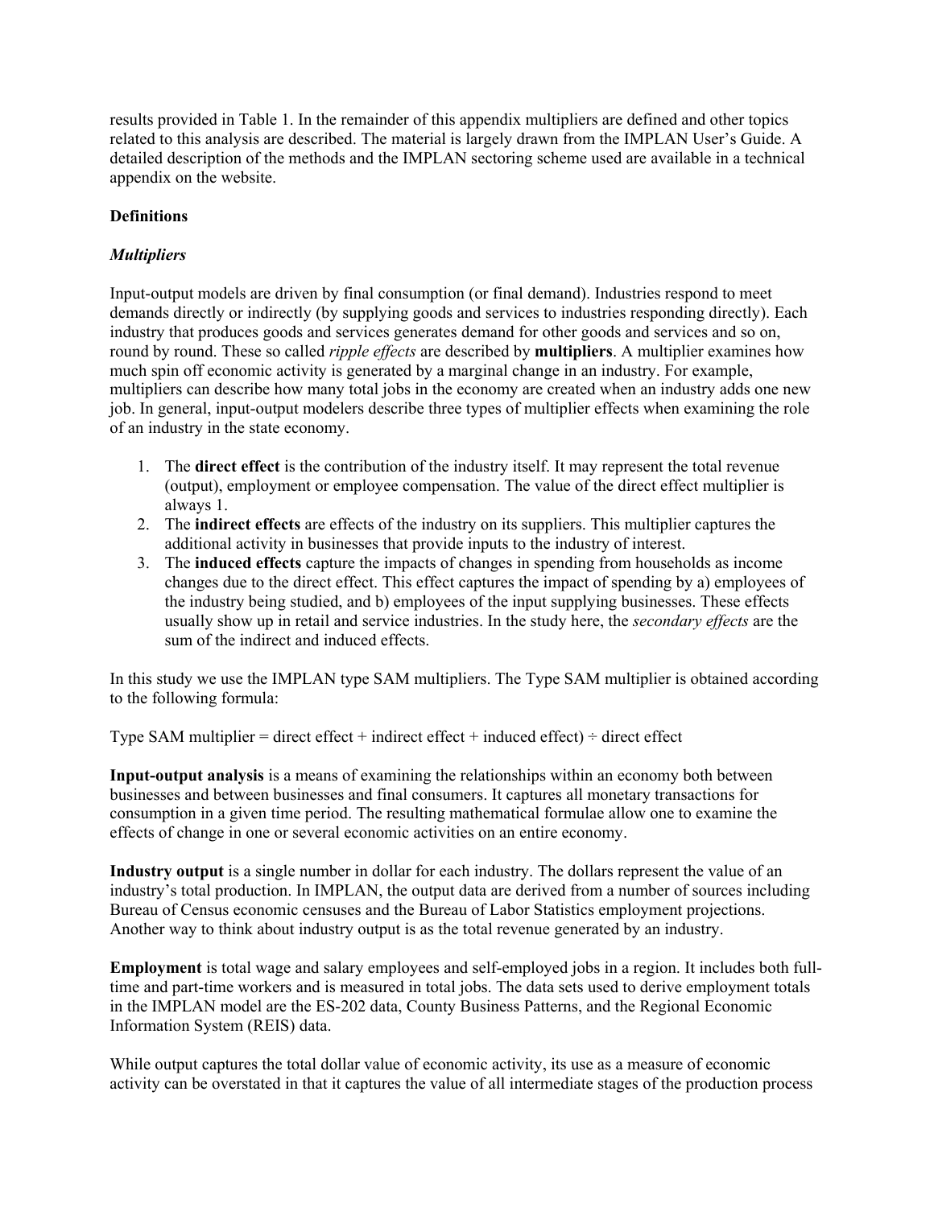results provided in Table 1. In the remainder of this appendix multipliers are defined and other topics related to this analysis are described. The material is largely drawn from the IMPLAN User's Guide. A detailed description of the methods and the IMPLAN sectoring scheme used are available in a technical appendix on the website.

**Definitions**

***Multipliers***

Input-output models are driven by final consumption (or final demand). Industries respond to meet demands directly or indirectly (by supplying goods and services to industries responding directly). Each industry that produces goods and services generates demand for other goods and services and so on, round by round. These so called *ripple effects* are described by **multipliers**. A multiplier examines how much spin off economic activity is generated by a marginal change in an industry. For example, multipliers can describe how many total jobs in the economy are created when an industry adds one new job. In general, input-output modelers describe three types of multiplier effects when examining the role of an industry in the state economy.

1. The **direct effect** is the contribution of the industry itself. It may represent the total revenue (output), employment or employee compensation. The value of the direct effect multiplier is always 1.
2. The **indirect effects** are effects of the industry on its suppliers. This multiplier captures the additional activity in businesses that provide inputs to the industry of interest.
3. The **induced effects** capture the impacts of changes in spending from households as income changes due to the direct effect. This effect captures the impact of spending by a) employees of the industry being studied, and b) employees of the input supplying businesses. These effects usually show up in retail and service industries. In the study here, the *secondary effects* are the sum of the indirect and induced effects.

In this study we use the IMPLAN type SAM multipliers. The Type SAM multiplier is obtained according to the following formula:

Type SAM multiplier = direct effect + indirect effect + induced effect) ÷ direct effect

**Input-output analysis** is a means of examining the relationships within an economy both between businesses and between businesses and final consumers. It captures all monetary transactions for consumption in a given time period. The resulting mathematical formulae allow one to examine the effects of change in one or several economic activities on an entire economy.

**Industry output** is a single number in dollar for each industry. The dollars represent the value of an industry's total production. In IMPLAN, the output data are derived from a number of sources including Bureau of Census economic censuses and the Bureau of Labor Statistics employment projections. Another way to think about industry output is as the total revenue generated by an industry.

**Employment** is total wage and salary employees and self-employed jobs in a region. It includes both full-time and part-time workers and is measured in total jobs. The data sets used to derive employment totals in the IMPLAN model are the ES-202 data, County Business Patterns, and the Regional Economic Information System (REIS) data.

While output captures the total dollar value of economic activity, its use as a measure of economic activity can be overstated in that it captures the value of all intermediate stages of the production process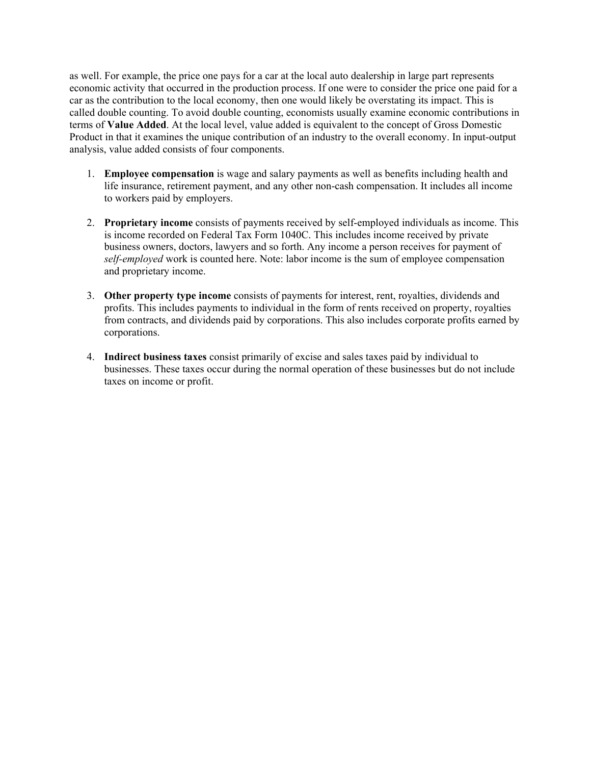as well. For example, the price one pays for a car at the local auto dealership in large part represents economic activity that occurred in the production process. If one were to consider the price one paid for a car as the contribution to the local economy, then one would likely be overstating its impact. This is called double counting. To avoid double counting, economists usually examine economic contributions in terms of **Value Added**. At the local level, value added is equivalent to the concept of Gross Domestic Product in that it examines the unique contribution of an industry to the overall economy. In input-output analysis, value added consists of four components.

1. **Employee compensation** is wage and salary payments as well as benefits including health and life insurance, retirement payment, and any other non-cash compensation. It includes all income to workers paid by employers.

2. **Proprietary income** consists of payments received by self-employed individuals as income. This is income recorded on Federal Tax Form 1040C. This includes income received by private business owners, doctors, lawyers and so forth. Any income a person receives for payment of *self-employed* work is counted here. Note: labor income is the sum of employee compensation and proprietary income.

3. **Other property type income** consists of payments for interest, rent, royalties, dividends and profits. This includes payments to individual in the form of rents received on property, royalties from contracts, and dividends paid by corporations. This also includes corporate profits earned by corporations.

4. **Indirect business taxes** consist primarily of excise and sales taxes paid by individual to businesses. These taxes occur during the normal operation of these businesses but do not include taxes on income or profit.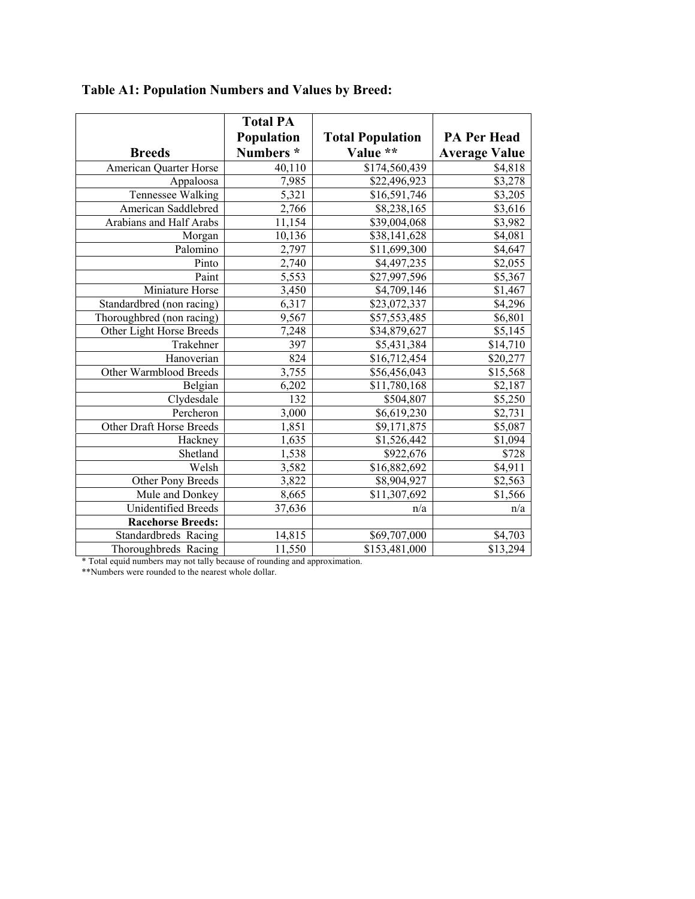**Table A1: Population Numbers and Values by Breed:**

| Breeds | Total PA Population Numbers * | Total Population Value ** | PA Per Head Average Value |
|---|---|---|---|
| American Quarter Horse | 40,110 | $174,560,439 | $4,818 |
| Appaloosa | 7,985 | $22,496,923 | $3,278 |
| Tennessee Walking | 5,321 | $16,591,746 | $3,205 |
| American Saddlebred | 2,766 | $8,238,165 | $3,616 |
| Arabians and Half Arabs | 11,154 | $39,004,068 | $3,982 |
| Morgan | 10,136 | $38,141,628 | $4,081 |
| Palomino | 2,797 | $11,699,300 | $4,647 |
| Pinto | 2,740 | $4,497,235 | $2,055 |
| Paint | 5,553 | $27,997,596 | $5,367 |
| Miniature Horse | 3,450 | $4,709,146 | $1,467 |
| Standardbred (non racing) | 6,317 | $23,072,337 | $4,296 |
| Thoroughbred (non racing) | 9,567 | $57,553,485 | $6,801 |
| Other Light Horse Breeds | 7,248 | $34,879,627 | $5,145 |
| Trakehner | 397 | $5,431,384 | $14,710 |
| Hanoverian | 824 | $16,712,454 | $20,277 |
| Other Warmblood Breeds | 3,755 | $56,456,043 | $15,568 |
| Belgian | 6,202 | $11,780,168 | $2,187 |
| Clydesdale | 132 | $504,807 | $5,250 |
| Percheron | 3,000 | $6,619,230 | $2,731 |
| Other Draft Horse Breeds | 1,851 | $9,171,875 | $5,087 |
| Hackney | 1,635 | $1,526,442 | $1,094 |
| Shetland | 1,538 | $922,676 | $728 |
| Welsh | 3,582 | $16,882,692 | $4,911 |
| Other Pony Breeds | 3,822 | $8,904,927 | $2,563 |
| Mule and Donkey | 8,665 | $11,307,692 | $1,566 |
| Unidentified Breeds | 37,636 | n/a | n/a |
| **Racehorse Breeds:** | | | |
| Standardbreds Racing | 14,815 | $69,707,000 | $4,703 |
| Thoroughbreds Racing | 11,550 | $153,481,000 | $13,294 |

* Total equid numbers may not tally because of rounding and approximation.

**Numbers were rounded to the nearest whole dollar.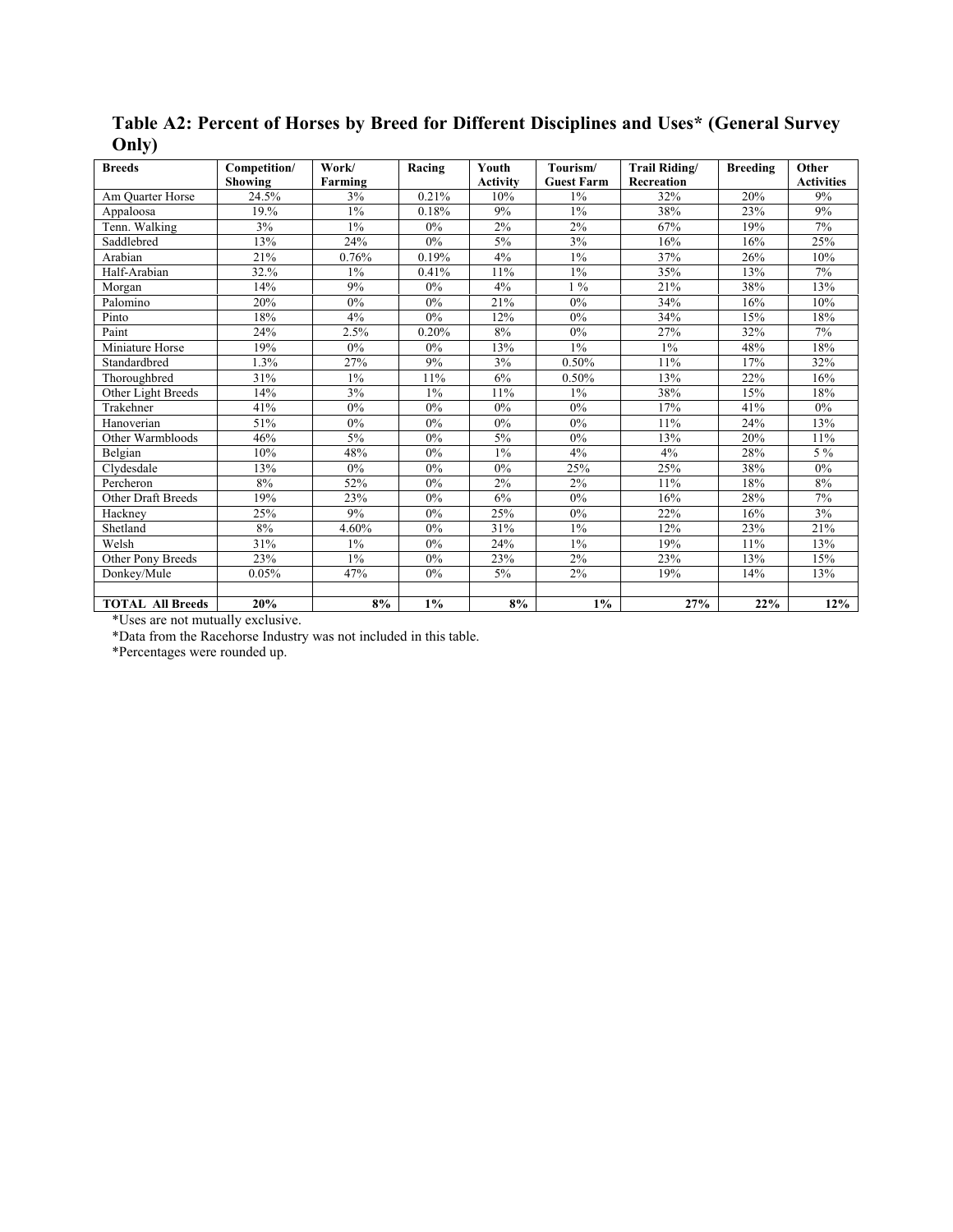## Table A2: Percent of Horses by Breed for Different Disciplines and Uses* (General Survey Only)

| Breeds | Competition/ Showing | Work/ Farming | Racing | Youth Activity | Tourism/ Guest Farm | Trail Riding/ Recreation | Breeding | Other Activities |
|---|---|---|---|---|---|---|---|---|
| Am Quarter Horse | 24.5% | 3% | 0.21% | 10% | 1% | 32% | 20% | 9% |
| Appaloosa | 19.% | 1% | 0.18% | 9% | 1% | 38% | 23% | 9% |
| Tenn. Walking | 3% | 1% | 0% | 2% | 2% | 67% | 19% | 7% |
| Saddlebred | 13% | 24% | 0% | 5% | 3% | 16% | 16% | 25% |
| Arabian | 21% | 0.76% | 0.19% | 4% | 1% | 37% | 26% | 10% |
| Half-Arabian | 32.% | 1% | 0.41% | 11% | 1% | 35% | 13% | 7% |
| Morgan | 14% | 9% | 0% | 4% | 1 % | 21% | 38% | 13% |
| Palomino | 20% | 0% | 0% | 21% | 0% | 34% | 16% | 10% |
| Pinto | 18% | 4% | 0% | 12% | 0% | 34% | 15% | 18% |
| Paint | 24% | 2.5% | 0.20% | 8% | 0% | 27% | 32% | 7% |
| Miniature Horse | 19% | 0% | 0% | 13% | 1% | 1% | 48% | 18% |
| Standardbred | 1.3% | 27% | 9% | 3% | 0.50% | 11% | 17% | 32% |
| Thoroughbred | 31% | 1% | 11% | 6% | 0.50% | 13% | 22% | 16% |
| Other Light Breeds | 14% | 3% | 1% | 11% | 1% | 38% | 15% | 18% |
| Trakehner | 41% | 0% | 0% | 0% | 0% | 17% | 41% | 0% |
| Hanoverian | 51% | 0% | 0% | 0% | 0% | 11% | 24% | 13% |
| Other Warmbloods | 46% | 5% | 0% | 5% | 0% | 13% | 20% | 11% |
| Belgian | 10% | 48% | 0% | 1% | 4% | 4% | 28% | 5 % |
| Clydesdale | 13% | 0% | 0% | 0% | 25% | 25% | 38% | 0% |
| Percheron | 8% | 52% | 0% | 2% | 2% | 11% | 18% | 8% |
| Other Draft Breeds | 19% | 23% | 0% | 6% | 0% | 16% | 28% | 7% |
| Hackney | 25% | 9% | 0% | 25% | 0% | 22% | 16% | 3% |
| Shetland | 8% | 4.60% | 0% | 31% | 1% | 12% | 23% | 21% |
| Welsh | 31% | 1% | 0% | 24% | 1% | 19% | 11% | 13% |
| Other Pony Breeds | 23% | 1% | 0% | 23% | 2% | 23% | 13% | 15% |
| Donkey/Mule | 0.05% | 47% | 0% | 5% | 2% | 19% | 14% | 13% |
| | | | | | | | | |
| **TOTAL All Breeds** | **20%** | **8%** | **1%** | **8%** | **1%** | **27%** | **22%** | **12%** |

*Uses are not mutually exclusive.

*Data from the Racehorse Industry was not included in this table.

*Percentages were rounded up.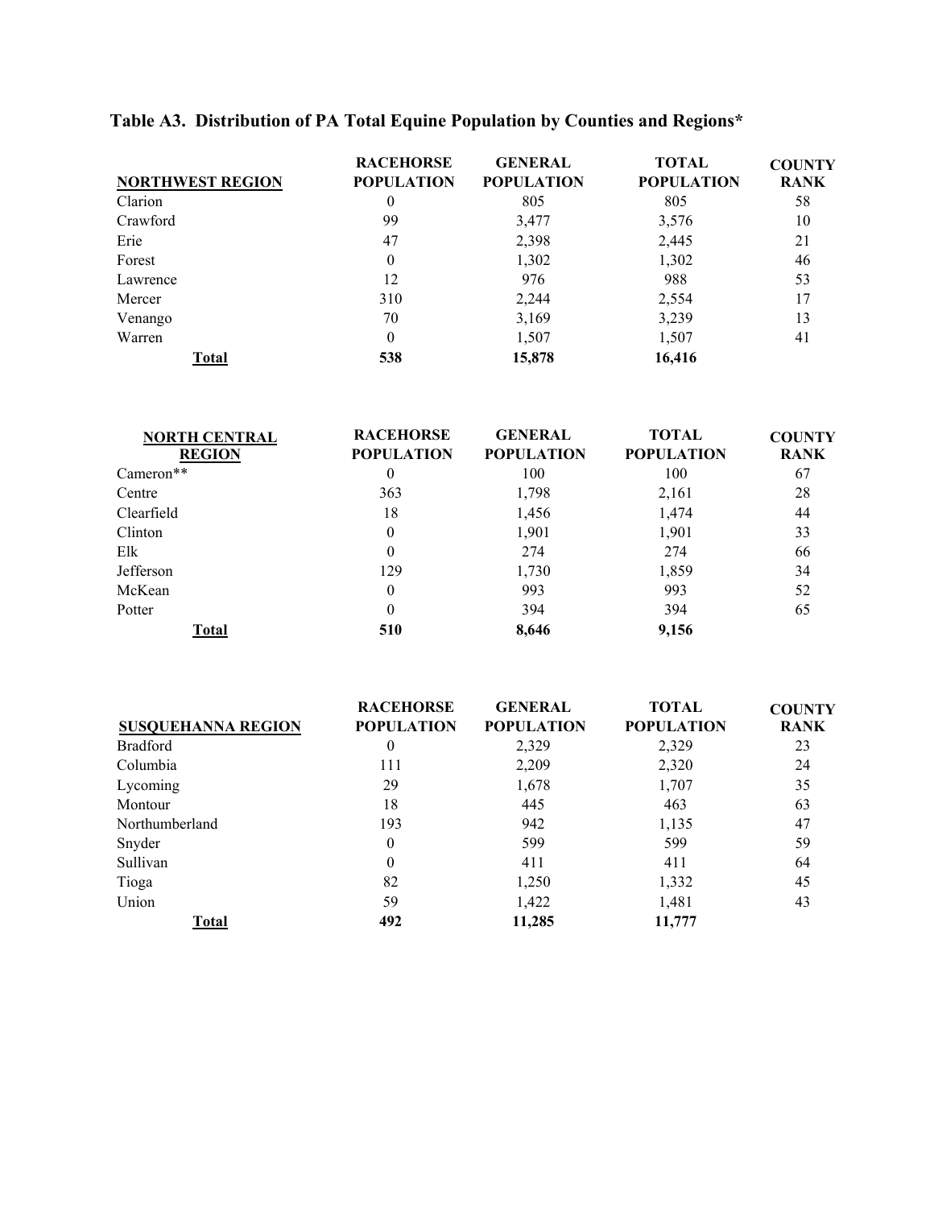## Table A3. Distribution of PA Total Equine Population by Counties and Regions*

| NORTHWEST REGION | RACEHORSE POPULATION | GENERAL POPULATION | TOTAL POPULATION | COUNTY RANK |
|---|---|---|---|---|
| Clarion | 0 | 805 | 805 | 58 |
| Crawford | 99 | 3,477 | 3,576 | 10 |
| Erie | 47 | 2,398 | 2,445 | 21 |
| Forest | 0 | 1,302 | 1,302 | 46 |
| Lawrence | 12 | 976 | 988 | 53 |
| Mercer | 310 | 2,244 | 2,554 | 17 |
| Venango | 70 | 3,169 | 3,239 | 13 |
| Warren | 0 | 1,507 | 1,507 | 41 |
| **Total** | **538** | **15,878** | **16,416** | |

| NORTH CENTRAL REGION | RACEHORSE POPULATION | GENERAL POPULATION | TOTAL POPULATION | COUNTY RANK |
|---|---|---|---|---|
| Cameron** | 0 | 100 | 100 | 67 |
| Centre | 363 | 1,798 | 2,161 | 28 |
| Clearfield | 18 | 1,456 | 1,474 | 44 |
| Clinton | 0 | 1,901 | 1,901 | 33 |
| Elk | 0 | 274 | 274 | 66 |
| Jefferson | 129 | 1,730 | 1,859 | 34 |
| McKean | 0 | 993 | 993 | 52 |
| Potter | 0 | 394 | 394 | 65 |
| **Total** | **510** | **8,646** | **9,156** | |

| SUSQUEHANNA REGION | RACEHORSE POPULATION | GENERAL POPULATION | TOTAL POPULATION | COUNTY RANK |
|---|---|---|---|---|
| Bradford | 0 | 2,329 | 2,329 | 23 |
| Columbia | 111 | 2,209 | 2,320 | 24 |
| Lycoming | 29 | 1,678 | 1,707 | 35 |
| Montour | 18 | 445 | 463 | 63 |
| Northumberland | 193 | 942 | 1,135 | 47 |
| Snyder | 0 | 599 | 599 | 59 |
| Sullivan | 0 | 411 | 411 | 64 |
| Tioga | 82 | 1,250 | 1,332 | 45 |
| Union | 59 | 1,422 | 1,481 | 43 |
| **Total** | **492** | **11,285** | **11,777** | |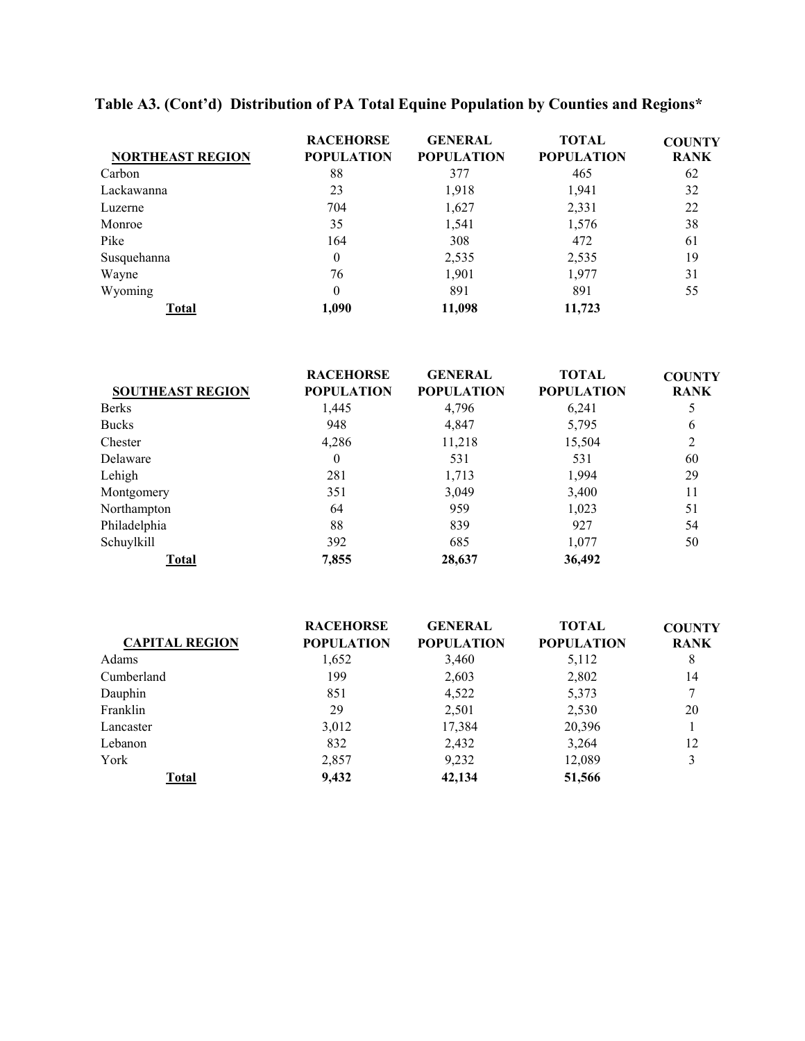## Table A3. (Cont'd) Distribution of PA Total Equine Population by Counties and Regions*

| NORTHEAST REGION | RACEHORSE POPULATION | GENERAL POPULATION | TOTAL POPULATION | COUNTY RANK |
|---|---|---|---|---|
| Carbon | 88 | 377 | 465 | 62 |
| Lackawanna | 23 | 1,918 | 1,941 | 32 |
| Luzerne | 704 | 1,627 | 2,331 | 22 |
| Monroe | 35 | 1,541 | 1,576 | 38 |
| Pike | 164 | 308 | 472 | 61 |
| Susquehanna | 0 | 2,535 | 2,535 | 19 |
| Wayne | 76 | 1,901 | 1,977 | 31 |
| Wyoming | 0 | 891 | 891 | 55 |
| **Total** | **1,090** | **11,098** | **11,723** | |

| SOUTHEAST REGION | RACEHORSE POPULATION | GENERAL POPULATION | TOTAL POPULATION | COUNTY RANK |
|---|---|---|---|---|
| Berks | 1,445 | 4,796 | 6,241 | 5 |
| Bucks | 948 | 4,847 | 5,795 | 6 |
| Chester | 4,286 | 11,218 | 15,504 | 2 |
| Delaware | 0 | 531 | 531 | 60 |
| Lehigh | 281 | 1,713 | 1,994 | 29 |
| Montgomery | 351 | 3,049 | 3,400 | 11 |
| Northampton | 64 | 959 | 1,023 | 51 |
| Philadelphia | 88 | 839 | 927 | 54 |
| Schuylkill | 392 | 685 | 1,077 | 50 |
| **Total** | **7,855** | **28,637** | **36,492** | |

| CAPITAL REGION | RACEHORSE POPULATION | GENERAL POPULATION | TOTAL POPULATION | COUNTY RANK |
|---|---|---|---|---|
| Adams | 1,652 | 3,460 | 5,112 | 8 |
| Cumberland | 199 | 2,603 | 2,802 | 14 |
| Dauphin | 851 | 4,522 | 5,373 | 7 |
| Franklin | 29 | 2,501 | 2,530 | 20 |
| Lancaster | 3,012 | 17,384 | 20,396 | 1 |
| Lebanon | 832 | 2,432 | 3,264 | 12 |
| York | 2,857 | 9,232 | 12,089 | 3 |
| **Total** | **9,432** | **42,134** | **51,566** | |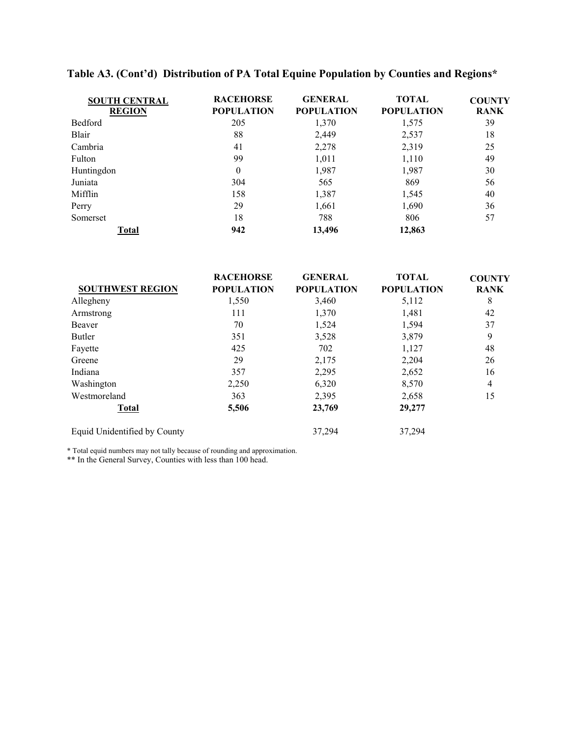## Table A3. (Cont'd) Distribution of PA Total Equine Population by Counties and Regions*

| SOUTH CENTRAL REGION | RACEHORSE POPULATION | GENERAL POPULATION | TOTAL POPULATION | COUNTY RANK |
|---|---|---|---|---|
| Bedford | 205 | 1,370 | 1,575 | 39 |
| Blair | 88 | 2,449 | 2,537 | 18 |
| Cambria | 41 | 2,278 | 2,319 | 25 |
| Fulton | 99 | 1,011 | 1,110 | 49 |
| Huntingdon | 0 | 1,987 | 1,987 | 30 |
| Juniata | 304 | 565 | 869 | 56 |
| Mifflin | 158 | 1,387 | 1,545 | 40 |
| Perry | 29 | 1,661 | 1,690 | 36 |
| Somerset | 18 | 788 | 806 | 57 |
| **Total** | **942** | **13,496** | **12,863** | |

| SOUTHWEST REGION | RACEHORSE POPULATION | GENERAL POPULATION | TOTAL POPULATION | COUNTY RANK |
|---|---|---|---|---|
| Allegheny | 1,550 | 3,460 | 5,112 | 8 |
| Armstrong | 111 | 1,370 | 1,481 | 42 |
| Beaver | 70 | 1,524 | 1,594 | 37 |
| Butler | 351 | 3,528 | 3,879 | 9 |
| Fayette | 425 | 702 | 1,127 | 48 |
| Greene | 29 | 2,175 | 2,204 | 26 |
| Indiana | 357 | 2,295 | 2,652 | 16 |
| Washington | 2,250 | 6,320 | 8,570 | 4 |
| Westmoreland | 363 | 2,395 | 2,658 | 15 |
| **Total** | **5,506** | **23,769** | **29,277** | |
| Equid Unidentified by County | | 37,294 | 37,294 | |

* Total equid numbers may not tally because of rounding and approximation.

** In the General Survey, Counties with less than 100 head.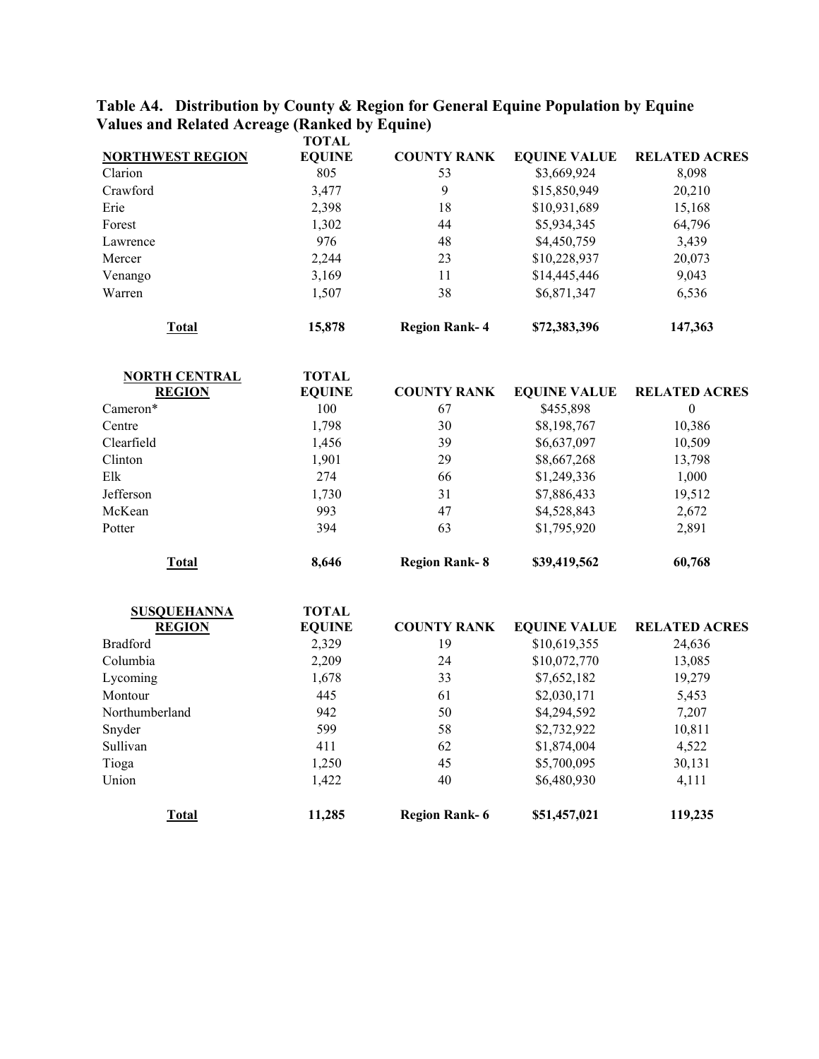**Table A4. Distribution by County & Region for General Equine Population by Equine Values and Related Acreage (Ranked by Equine)**

| NORTHWEST REGION | TOTAL EQUINE | COUNTY RANK | EQUINE VALUE | RELATED ACRES |
|---|---|---|---|---|
| Clarion | 805 | 53 | $3,669,924 | 8,098 |
| Crawford | 3,477 | 9 | $15,850,949 | 20,210 |
| Erie | 2,398 | 18 | $10,931,689 | 15,168 |
| Forest | 1,302 | 44 | $5,934,345 | 64,796 |
| Lawrence | 976 | 48 | $4,450,759 | 3,439 |
| Mercer | 2,244 | 23 | $10,228,937 | 20,073 |
| Venango | 3,169 | 11 | $14,445,446 | 9,043 |
| Warren | 1,507 | 38 | $6,871,347 | 6,536 |
| **Total** | **15,878** | **Region Rank- 4** | **$72,383,396** | **147,363** |

| NORTH CENTRAL REGION | TOTAL EQUINE | COUNTY RANK | EQUINE VALUE | RELATED ACRES |
|---|---|---|---|---|
| Cameron* | 100 | 67 | $455,898 | 0 |
| Centre | 1,798 | 30 | $8,198,767 | 10,386 |
| Clearfield | 1,456 | 39 | $6,637,097 | 10,509 |
| Clinton | 1,901 | 29 | $8,667,268 | 13,798 |
| Elk | 274 | 66 | $1,249,336 | 1,000 |
| Jefferson | 1,730 | 31 | $7,886,433 | 19,512 |
| McKean | 993 | 47 | $4,528,843 | 2,672 |
| Potter | 394 | 63 | $1,795,920 | 2,891 |
| **Total** | **8,646** | **Region Rank- 8** | **$39,419,562** | **60,768** |

| SUSQUEHANNA REGION | TOTAL EQUINE | COUNTY RANK | EQUINE VALUE | RELATED ACRES |
|---|---|---|---|---|
| Bradford | 2,329 | 19 | $10,619,355 | 24,636 |
| Columbia | 2,209 | 24 | $10,072,770 | 13,085 |
| Lycoming | 1,678 | 33 | $7,652,182 | 19,279 |
| Montour | 445 | 61 | $2,030,171 | 5,453 |
| Northumberland | 942 | 50 | $4,294,592 | 7,207 |
| Snyder | 599 | 58 | $2,732,922 | 10,811 |
| Sullivan | 411 | 62 | $1,874,004 | 4,522 |
| Tioga | 1,250 | 45 | $5,700,095 | 30,131 |
| Union | 1,422 | 40 | $6,480,930 | 4,111 |
| **Total** | **11,285** | **Region Rank- 6** | **$51,457,021** | **119,235** |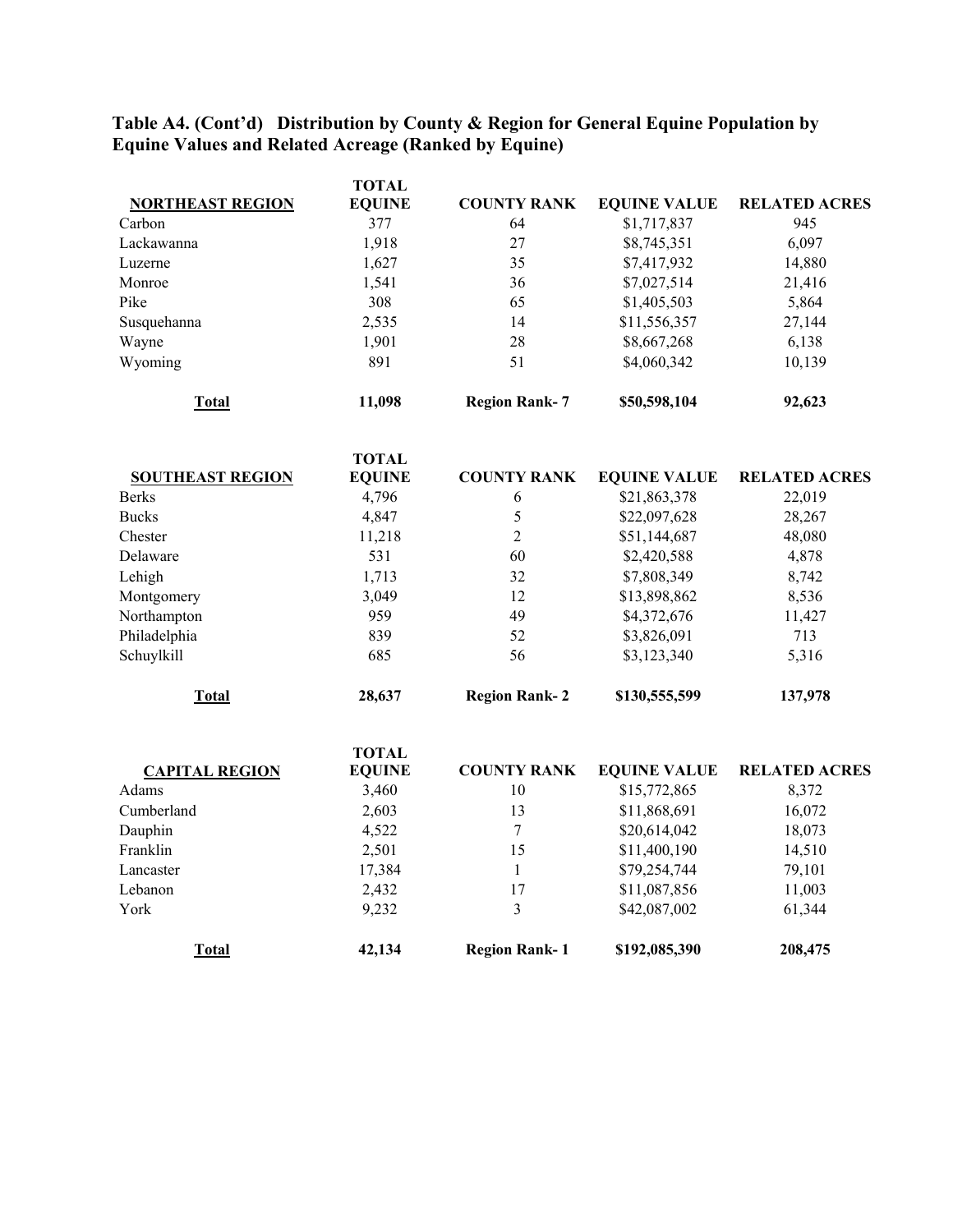**Table A4. (Cont'd) Distribution by County & Region for General Equine Population by Equine Values and Related Acreage (Ranked by Equine)**

| NORTHEAST REGION | TOTAL EQUINE | COUNTY RANK | EQUINE VALUE | RELATED ACRES |
|---|---|---|---|---|
| Carbon | 377 | 64 | $1,717,837 | 945 |
| Lackawanna | 1,918 | 27 | $8,745,351 | 6,097 |
| Luzerne | 1,627 | 35 | $7,417,932 | 14,880 |
| Monroe | 1,541 | 36 | $7,027,514 | 21,416 |
| Pike | 308 | 65 | $1,405,503 | 5,864 |
| Susquehanna | 2,535 | 14 | $11,556,357 | 27,144 |
| Wayne | 1,901 | 28 | $8,667,268 | 6,138 |
| Wyoming | 891 | 51 | $4,060,342 | 10,139 |
| **Total** | **11,098** | **Region Rank- 7** | **$50,598,104** | **92,623** |

| SOUTHEAST REGION | TOTAL EQUINE | COUNTY RANK | EQUINE VALUE | RELATED ACRES |
|---|---|---|---|---|
| Berks | 4,796 | 6 | $21,863,378 | 22,019 |
| Bucks | 4,847 | 5 | $22,097,628 | 28,267 |
| Chester | 11,218 | 2 | $51,144,687 | 48,080 |
| Delaware | 531 | 60 | $2,420,588 | 4,878 |
| Lehigh | 1,713 | 32 | $7,808,349 | 8,742 |
| Montgomery | 3,049 | 12 | $13,898,862 | 8,536 |
| Northampton | 959 | 49 | $4,372,676 | 11,427 |
| Philadelphia | 839 | 52 | $3,826,091 | 713 |
| Schuylkill | 685 | 56 | $3,123,340 | 5,316 |
| **Total** | **28,637** | **Region Rank- 2** | **$130,555,599** | **137,978** |

| CAPITAL REGION | TOTAL EQUINE | COUNTY RANK | EQUINE VALUE | RELATED ACRES |
|---|---|---|---|---|
| Adams | 3,460 | 10 | $15,772,865 | 8,372 |
| Cumberland | 2,603 | 13 | $11,868,691 | 16,072 |
| Dauphin | 4,522 | 7 | $20,614,042 | 18,073 |
| Franklin | 2,501 | 15 | $11,400,190 | 14,510 |
| Lancaster | 17,384 | 1 | $79,254,744 | 79,101 |
| Lebanon | 2,432 | 17 | $11,087,856 | 11,003 |
| York | 9,232 | 3 | $42,087,002 | 61,344 |
| **Total** | **42,134** | **Region Rank- 1** | **$192,085,390** | **208,475** |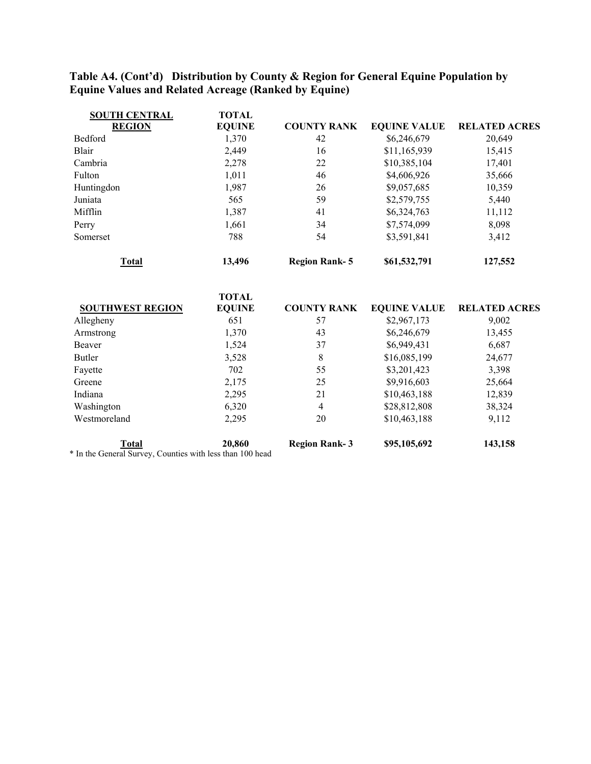**Table A4. (Cont'd) Distribution by County & Region for General Equine Population by Equine Values and Related Acreage (Ranked by Equine)**

| SOUTH CENTRAL REGION | TOTAL EQUINE | COUNTY RANK | EQUINE VALUE | RELATED ACRES |
|---|---|---|---|---|
| Bedford | 1,370 | 42 | $6,246,679 | 20,649 |
| Blair | 2,449 | 16 | $11,165,939 | 15,415 |
| Cambria | 2,278 | 22 | $10,385,104 | 17,401 |
| Fulton | 1,011 | 46 | $4,606,926 | 35,666 |
| Huntingdon | 1,987 | 26 | $9,057,685 | 10,359 |
| Juniata | 565 | 59 | $2,579,755 | 5,440 |
| Mifflin | 1,387 | 41 | $6,324,763 | 11,112 |
| Perry | 1,661 | 34 | $7,574,099 | 8,098 |
| Somerset | 788 | 54 | $3,591,841 | 3,412 |
| **Total** | **13,496** | **Region Rank- 5** | **$61,532,791** | **127,552** |

| SOUTHWEST REGION | TOTAL EQUINE | COUNTY RANK | EQUINE VALUE | RELATED ACRES |
|---|---|---|---|---|
| Allegheny | 651 | 57 | $2,967,173 | 9,002 |
| Armstrong | 1,370 | 43 | $6,246,679 | 13,455 |
| Beaver | 1,524 | 37 | $6,949,431 | 6,687 |
| Butler | 3,528 | 8 | $16,085,199 | 24,677 |
| Fayette | 702 | 55 | $3,201,423 | 3,398 |
| Greene | 2,175 | 25 | $9,916,603 | 25,664 |
| Indiana | 2,295 | 21 | $10,463,188 | 12,839 |
| Washington | 6,320 | 4 | $28,812,808 | 38,324 |
| Westmoreland | 2,295 | 20 | $10,463,188 | 9,112 |
| **Total** | **20,860** | **Region Rank- 3** | **$95,105,692** | **143,158** |

* In the General Survey, Counties with less than 100 head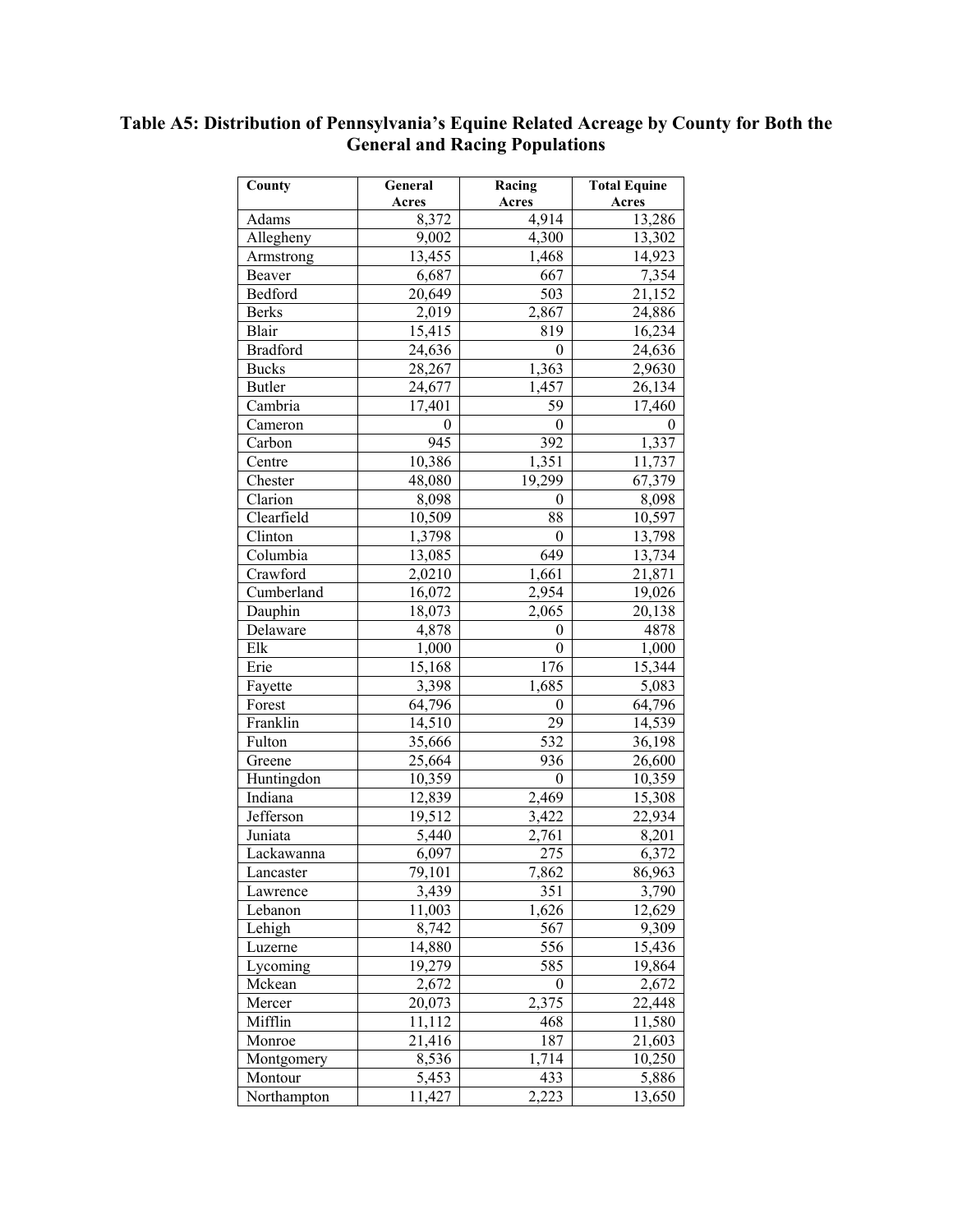# Table A5: Distribution of Pennsylvania's Equine Related Acreage by County for Both the General and Racing Populations

| County | General Acres | Racing Acres | Total Equine Acres |
|---|---|---|---|
| Adams | 8,372 | 4,914 | 13,286 |
| Allegheny | 9,002 | 4,300 | 13,302 |
| Armstrong | 13,455 | 1,468 | 14,923 |
| Beaver | 6,687 | 667 | 7,354 |
| Bedford | 20,649 | 503 | 21,152 |
| Berks | 2,019 | 2,867 | 24,886 |
| Blair | 15,415 | 819 | 16,234 |
| Bradford | 24,636 | 0 | 24,636 |
| Bucks | 28,267 | 1,363 | 2,9630 |
| Butler | 24,677 | 1,457 | 26,134 |
| Cambria | 17,401 | 59 | 17,460 |
| Cameron | 0 | 0 | 0 |
| Carbon | 945 | 392 | 1,337 |
| Centre | 10,386 | 1,351 | 11,737 |
| Chester | 48,080 | 19,299 | 67,379 |
| Clarion | 8,098 | 0 | 8,098 |
| Clearfield | 10,509 | 88 | 10,597 |
| Clinton | 1,3798 | 0 | 13,798 |
| Columbia | 13,085 | 649 | 13,734 |
| Crawford | 2,0210 | 1,661 | 21,871 |
| Cumberland | 16,072 | 2,954 | 19,026 |
| Dauphin | 18,073 | 2,065 | 20,138 |
| Delaware | 4,878 | 0 | 4878 |
| Elk | 1,000 | 0 | 1,000 |
| Erie | 15,168 | 176 | 15,344 |
| Fayette | 3,398 | 1,685 | 5,083 |
| Forest | 64,796 | 0 | 64,796 |
| Franklin | 14,510 | 29 | 14,539 |
| Fulton | 35,666 | 532 | 36,198 |
| Greene | 25,664 | 936 | 26,600 |
| Huntingdon | 10,359 | 0 | 10,359 |
| Indiana | 12,839 | 2,469 | 15,308 |
| Jefferson | 19,512 | 3,422 | 22,934 |
| Juniata | 5,440 | 2,761 | 8,201 |
| Lackawanna | 6,097 | 275 | 6,372 |
| Lancaster | 79,101 | 7,862 | 86,963 |
| Lawrence | 3,439 | 351 | 3,790 |
| Lebanon | 11,003 | 1,626 | 12,629 |
| Lehigh | 8,742 | 567 | 9,309 |
| Luzerne | 14,880 | 556 | 15,436 |
| Lycoming | 19,279 | 585 | 19,864 |
| Mckean | 2,672 | 0 | 2,672 |
| Mercer | 20,073 | 2,375 | 22,448 |
| Mifflin | 11,112 | 468 | 11,580 |
| Monroe | 21,416 | 187 | 21,603 |
| Montgomery | 8,536 | 1,714 | 10,250 |
| Montour | 5,453 | 433 | 5,886 |
| Northampton | 11,427 | 2,223 | 13,650 |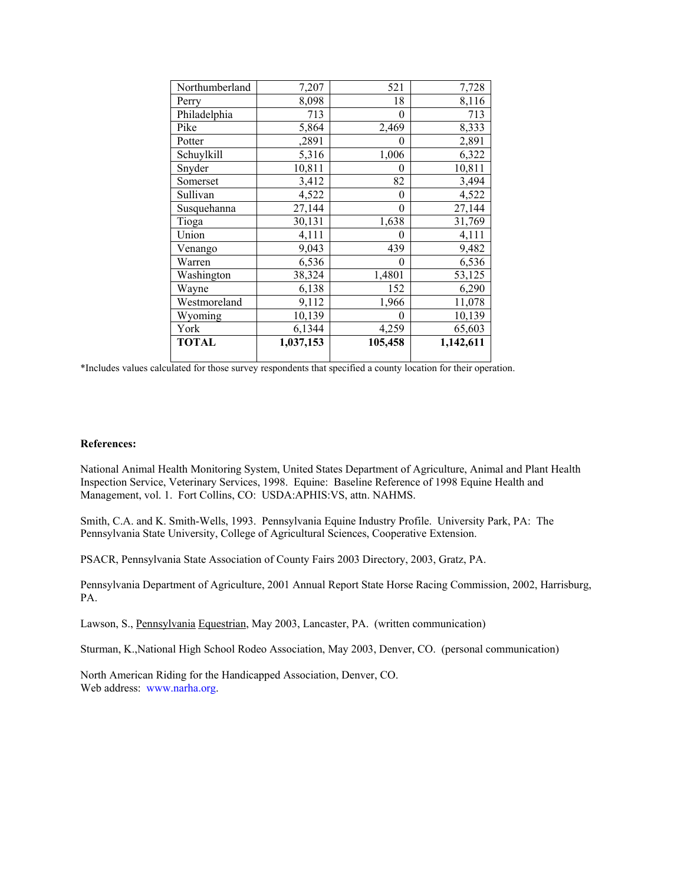| | | | |
|---|---|---|---|
| Northumberland | 7,207 | 521 | 7,728 |
| Perry | 8,098 | 18 | 8,116 |
| Philadelphia | 713 | 0 | 713 |
| Pike | 5,864 | 2,469 | 8,333 |
| Potter | ,2891 | 0 | 2,891 |
| Schuylkill | 5,316 | 1,006 | 6,322 |
| Snyder | 10,811 | 0 | 10,811 |
| Somerset | 3,412 | 82 | 3,494 |
| Sullivan | 4,522 | 0 | 4,522 |
| Susquehanna | 27,144 | 0 | 27,144 |
| Tioga | 30,131 | 1,638 | 31,769 |
| Union | 4,111 | 0 | 4,111 |
| Venango | 9,043 | 439 | 9,482 |
| Warren | 6,536 | 0 | 6,536 |
| Washington | 38,324 | 1,4801 | 53,125 |
| Wayne | 6,138 | 152 | 6,290 |
| Westmoreland | 9,112 | 1,966 | 11,078 |
| Wyoming | 10,139 | 0 | 10,139 |
| York | 6,1344 | 4,259 | 65,603 |
| **TOTAL** | **1,037,153** | **105,458** | **1,142,611** |

*Includes values calculated for those survey respondents that specified a county location for their operation.

**References:**

National Animal Health Monitoring System, United States Department of Agriculture, Animal and Plant Health Inspection Service, Veterinary Services, 1998. Equine: Baseline Reference of 1998 Equine Health and Management, vol. 1. Fort Collins, CO: USDA:APHIS:VS, attn. NAHMS.

Smith, C.A. and K. Smith-Wells, 1993. Pennsylvania Equine Industry Profile. University Park, PA: The Pennsylvania State University, College of Agricultural Sciences, Cooperative Extension.

PSACR, Pennsylvania State Association of County Fairs 2003 Directory, 2003, Gratz, PA.

Pennsylvania Department of Agriculture, 2001 Annual Report State Horse Racing Commission, 2002, Harrisburg, PA.

Lawson, S., Pennsylvania Equestrian, May 2003, Lancaster, PA. (written communication)

Sturman, K.,National High School Rodeo Association, May 2003, Denver, CO. (personal communication)

North American Riding for the Handicapped Association, Denver, CO.
Web address: www.narha.org.